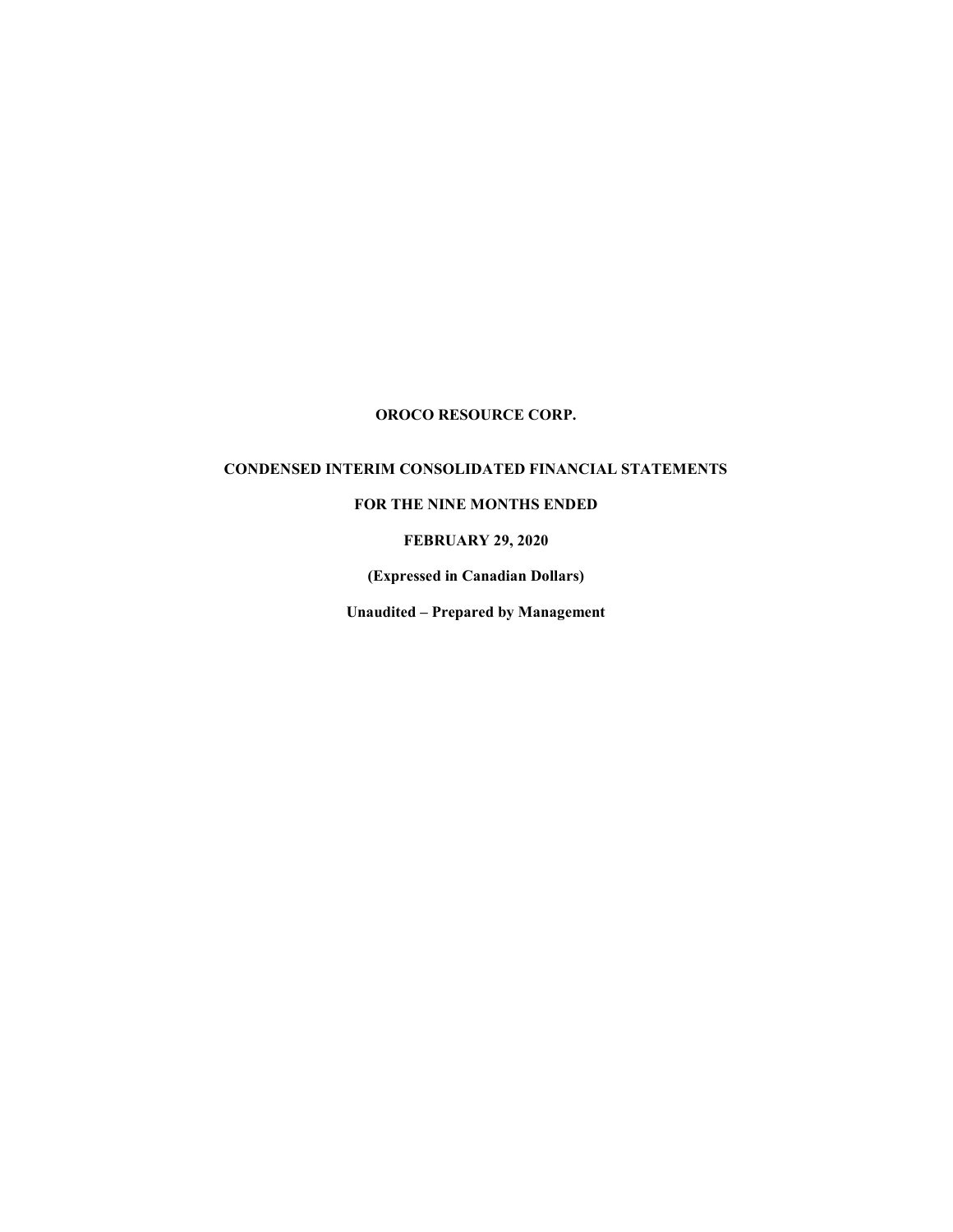**OROCO RESOURCE CORP.**

**CONDENSED INTERIM CONSOLIDATED FINANCIAL STATEMENTS**

**FOR THE NINE MONTHS ENDED**

**FEBRUARY 29, 2020**

**(Expressed in Canadian Dollars)**

**Unaudited – Prepared by Management**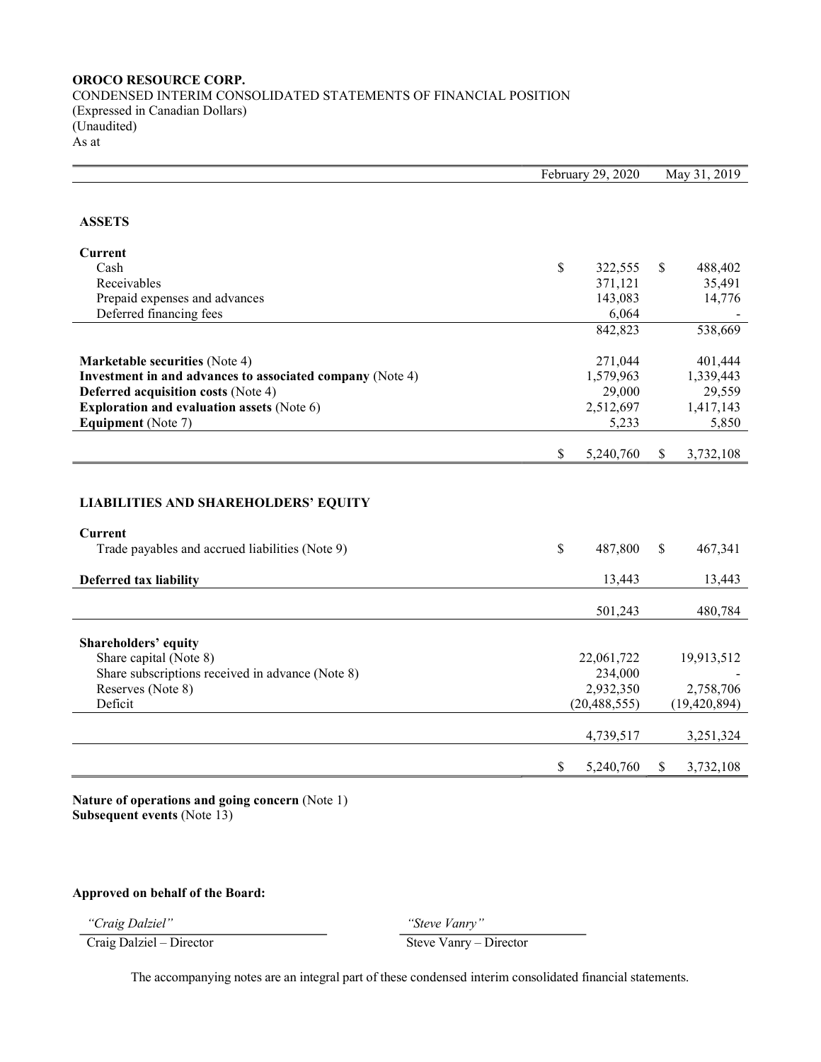**OROCO RESOURCE CORP.**
CONDENSED INTERIM CONSOLIDATED STATEMENTS OF FINANCIAL POSITION
(Expressed in Canadian Dollars)
(Unaudited)
As at

| | February 29, 2020 | May 31, 2019 |
|---|---|---|
| **ASSETS** | | |
| **Current** | | |
| Cash | $ 322,555 | $ 488,402 |
| Receivables | 371,121 | 35,491 |
| Prepaid expenses and advances | 143,083 | 14,776 |
| Deferred financing fees | 6,064 | - |
| | 842,823 | 538,669 |
| **Marketable securities** (Note 4) | 271,044 | 401,444 |
| **Investment in and advances to associated company** (Note 4) | 1,579,963 | 1,339,443 |
| **Deferred acquisition costs** (Note 4) | 29,000 | 29,559 |
| **Exploration and evaluation assets** (Note 6) | 2,512,697 | 1,417,143 |
| **Equipment** (Note 7) | 5,233 | 5,850 |
| | $ 5,240,760 | $ 3,732,108 |
| **LIABILITIES AND SHAREHOLDERS' EQUITY** | | |
| **Current** | | |
| Trade payables and accrued liabilities (Note 9) | $ 487,800 | $ 467,341 |
| **Deferred tax liability** | 13,443 | 13,443 |
| | 501,243 | 480,784 |
| **Shareholders' equity** | | |
| Share capital (Note 8) | 22,061,722 | 19,913,512 |
| Share subscriptions received in advance (Note 8) | 234,000 | - |
| Reserves (Note 8) | 2,932,350 | 2,758,706 |
| Deficit | (20,488,555) | (19,420,894) |
| | 4,739,517 | 3,251,324 |
| | $ 5,240,760 | $ 3,732,108 |

**Nature of operations and going concern** (Note 1)
**Subsequent events** (Note 13)

**Approved on behalf of the Board:**

*"Craig Dalziel"*
Craig Dalziel – Director

*"Steve Vanry"*
Steve Vanry – Director

The accompanying notes are an integral part of these condensed interim consolidated financial statements.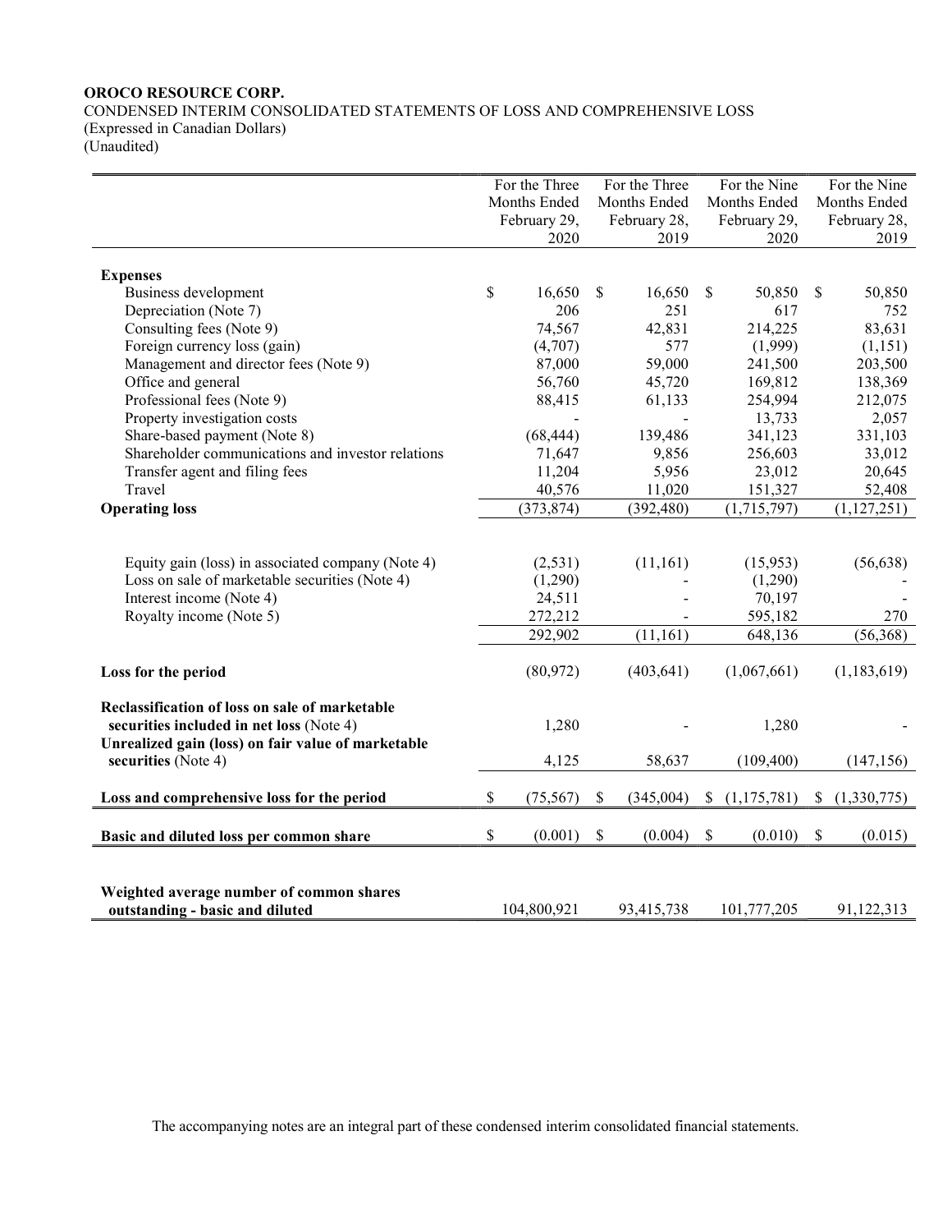**OROCO RESOURCE CORP.**
CONDENSED INTERIM CONSOLIDATED STATEMENTS OF LOSS AND COMPREHENSIVE LOSS
(Expressed in Canadian Dollars)
(Unaudited)

| | For the Three Months Ended February 29, 2020 | For the Three Months Ended February 28, 2019 | For the Nine Months Ended February 29, 2020 | For the Nine Months Ended February 28, 2019 |
|---|---|---|---|---|
| **Expenses** | | | | |
| Business development | $ 16,650 | $ 16,650 | $ 50,850 | $ 50,850 |
| Depreciation (Note 7) | 206 | 251 | 617 | 752 |
| Consulting fees (Note 9) | 74,567 | 42,831 | 214,225 | 83,631 |
| Foreign currency loss (gain) | (4,707) | 577 | (1,999) | (1,151) |
| Management and director fees (Note 9) | 87,000 | 59,000 | 241,500 | 203,500 |
| Office and general | 56,760 | 45,720 | 169,812 | 138,369 |
| Professional fees (Note 9) | 88,415 | 61,133 | 254,994 | 212,075 |
| Property investigation costs | - | - | 13,733 | 2,057 |
| Share-based payment (Note 8) | (68,444) | 139,486 | 341,123 | 331,103 |
| Shareholder communications and investor relations | 71,647 | 9,856 | 256,603 | 33,012 |
| Transfer agent and filing fees | 11,204 | 5,956 | 23,012 | 20,645 |
| Travel | 40,576 | 11,020 | 151,327 | 52,408 |
| **Operating loss** | (373,874) | (392,480) | (1,715,797) | (1,127,251) |
| | | | | |
| Equity gain (loss) in associated company (Note 4) | (2,531) | (11,161) | (15,953) | (56,638) |
| Loss on sale of marketable securities (Note 4) | (1,290) | - | (1,290) | - |
| Interest income (Note 4) | 24,511 | - | 70,197 | - |
| Royalty income (Note 5) | 272,212 | - | 595,182 | 270 |
| | 292,902 | (11,161) | 648,136 | (56,368) |
| | | | | |
| **Loss for the period** | (80,972) | (403,641) | (1,067,661) | (1,183,619) |
| | | | | |
| **Reclassification of loss on sale of marketable securities included in net loss** (Note 4) | 1,280 | - | 1,280 | - |
| **Unrealized gain (loss) on fair value of marketable securities** (Note 4) | 4,125 | 58,637 | (109,400) | (147,156) |
| | | | | |
| **Loss and comprehensive loss for the period** | $ (75,567) | $ (345,004) | $ (1,175,781) | $ (1,330,775) |
| | | | | |
| **Basic and diluted loss per common share** | $ (0.001) | $ (0.004) | $ (0.010) | $ (0.015) |
| | | | | |
| **Weighted average number of common shares outstanding - basic and diluted** | 104,800,921 | 93,415,738 | 101,777,205 | 91,122,313 |

The accompanying notes are an integral part of these condensed interim consolidated financial statements.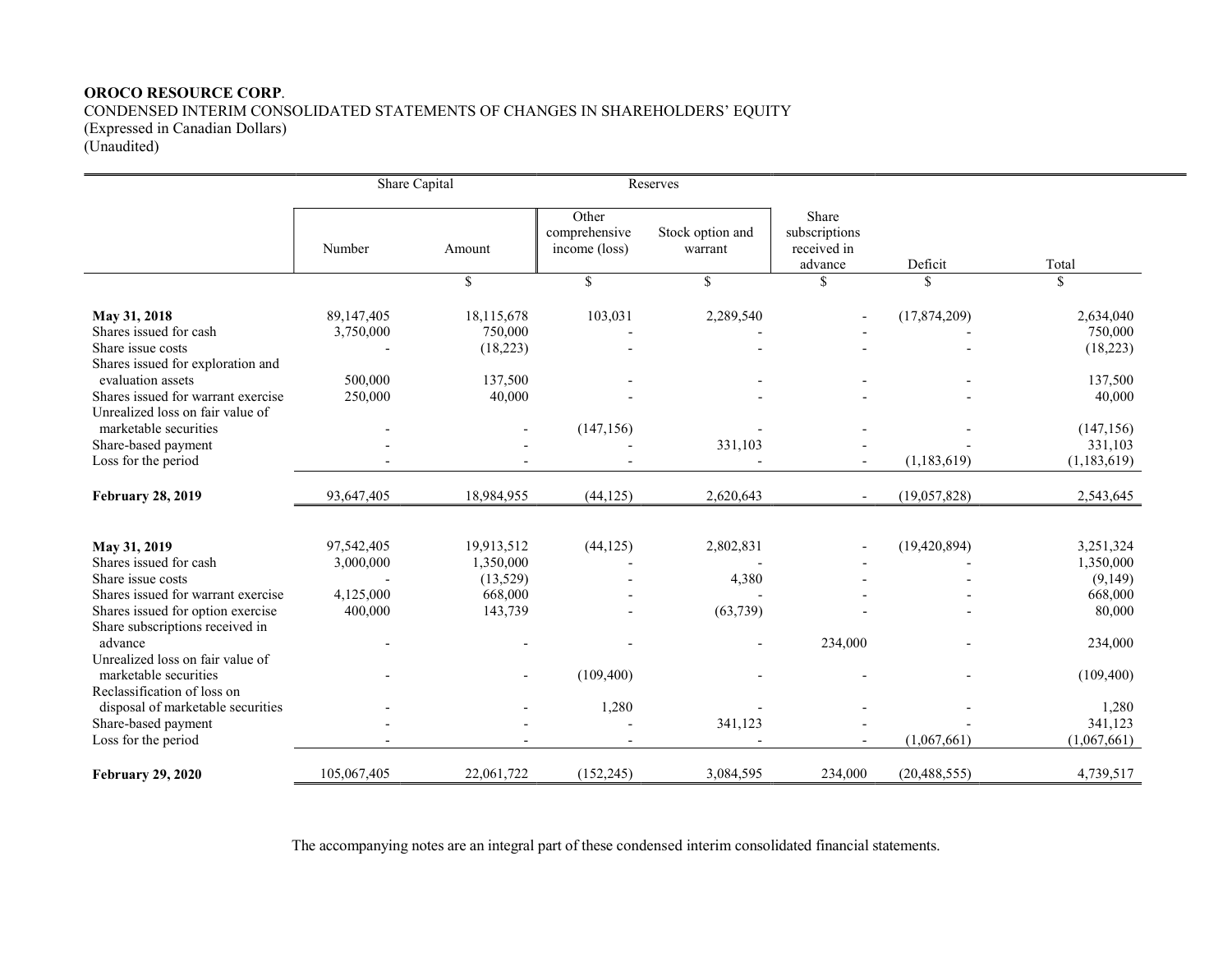**OROCO RESOURCE CORP**.
CONDENSED INTERIM CONSOLIDATED STATEMENTS OF CHANGES IN SHAREHOLDERS' EQUITY
(Expressed in Canadian Dollars)
(Unaudited)

| | Share Capital | | Reserves | | | | |
|---|---|---|---|---|---|---|---|
| | Number | Amount | Other comprehensive income (loss) | Stock option and warrant | Share subscriptions received in advance | Deficit | Total |
| | | $ | $ | $ | $ | $ | $ |
| **May 31, 2018** | 89,147,405 | 18,115,678 | 103,031 | 2,289,540 | - | (17,874,209) | 2,634,040 |
| Shares issued for cash | 3,750,000 | 750,000 | - | - | - | - | 750,000 |
| Share issue costs | - | (18,223) | - | - | - | - | (18,223) |
| Shares issued for exploration and evaluation assets | 500,000 | 137,500 | - | - | - | - | 137,500 |
| Shares issued for warrant exercise | 250,000 | 40,000 | - | - | - | - | 40,000 |
| Unrealized loss on fair value of marketable securities | - | - | (147,156) | - | - | - | (147,156) |
| Share-based payment | - | - | - | 331,103 | - | - | 331,103 |
| Loss for the period | - | - | - | - | - | (1,183,619) | (1,183,619) |
| **February 28, 2019** | 93,647,405 | 18,984,955 | (44,125) | 2,620,643 | - | (19,057,828) | 2,543,645 |
| | | | | | | | |
| **May 31, 2019** | 97,542,405 | 19,913,512 | (44,125) | 2,802,831 | - | (19,420,894) | 3,251,324 |
| Shares issued for cash | 3,000,000 | 1,350,000 | - | - | - | - | 1,350,000 |
| Share issue costs | - | (13,529) | - | 4,380 | - | - | (9,149) |
| Shares issued for warrant exercise | 4,125,000 | 668,000 | - | - | - | - | 668,000 |
| Shares issued for option exercise | 400,000 | 143,739 | - | (63,739) | - | - | 80,000 |
| Share subscriptions received in advance | - | - | - | - | 234,000 | - | 234,000 |
| Unrealized loss on fair value of marketable securities | - | - | (109,400) | - | - | - | (109,400) |
| Reclassification of loss on disposal of marketable securities | - | - | 1,280 | - | - | - | 1,280 |
| Share-based payment | - | - | - | 341,123 | - | - | 341,123 |
| Loss for the period | - | - | - | - | - | (1,067,661) | (1,067,661) |
| **February 29, 2020** | 105,067,405 | 22,061,722 | (152,245) | 3,084,595 | 234,000 | (20,488,555) | 4,739,517 |

The accompanying notes are an integral part of these condensed interim consolidated financial statements.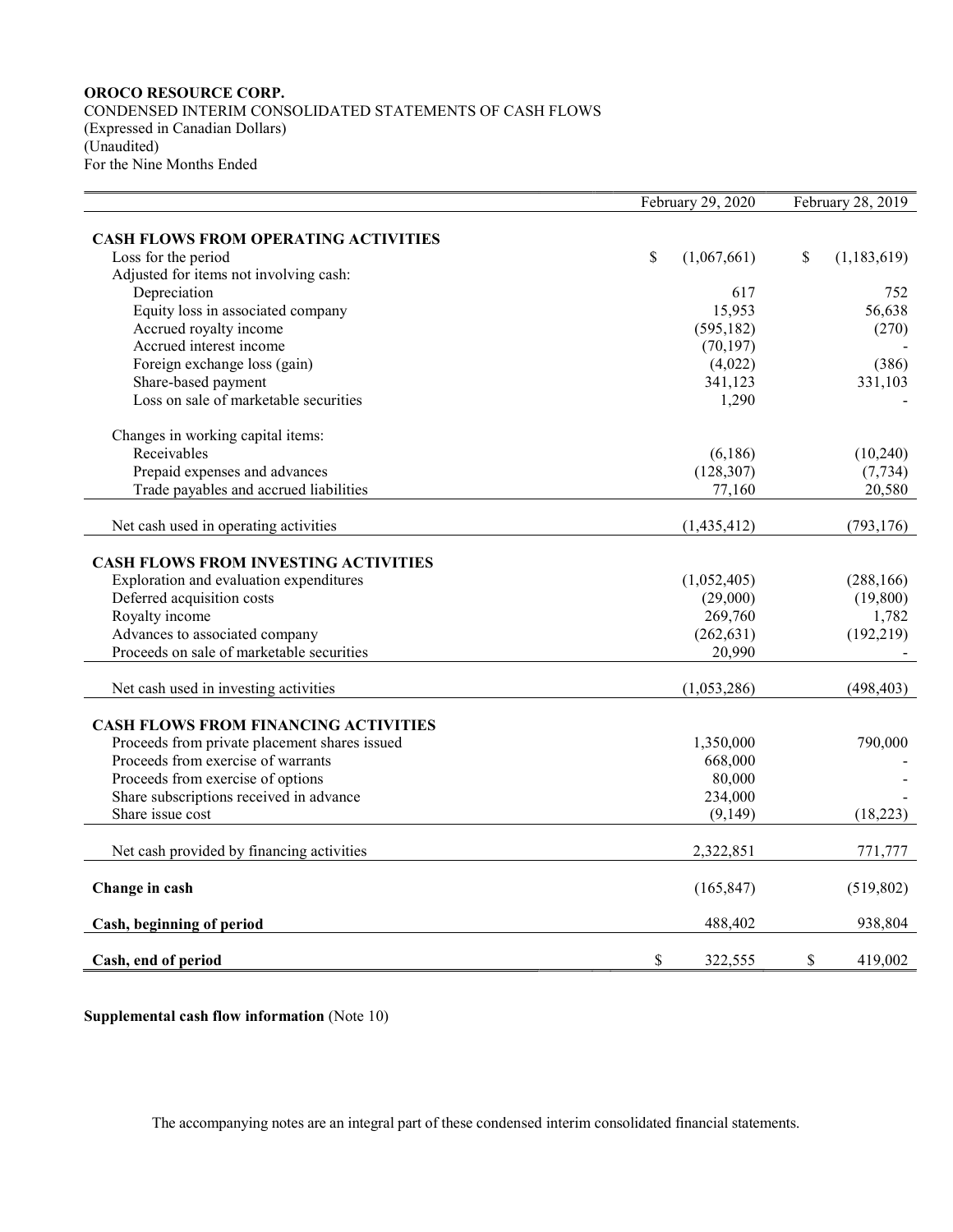**OROCO RESOURCE CORP.**
CONDENSED INTERIM CONSOLIDATED STATEMENTS OF CASH FLOWS
(Expressed in Canadian Dollars)
(Unaudited)
For the Nine Months Ended

| | February 29, 2020 | February 28, 2019 |
|---|---|---|
| **CASH FLOWS FROM OPERATING ACTIVITIES** | | |
| Loss for the period | $ (1,067,661) | $ (1,183,619) |
| Adjusted for items not involving cash: | | |
| Depreciation | 617 | 752 |
| Equity loss in associated company | 15,953 | 56,638 |
| Accrued royalty income | (595,182) | (270) |
| Accrued interest income | (70,197) | - |
| Foreign exchange loss (gain) | (4,022) | (386) |
| Share-based payment | 341,123 | 331,103 |
| Loss on sale of marketable securities | 1,290 | - |
| Changes in working capital items: | | |
| Receivables | (6,186) | (10,240) |
| Prepaid expenses and advances | (128,307) | (7,734) |
| Trade payables and accrued liabilities | 77,160 | 20,580 |
| Net cash used in operating activities | (1,435,412) | (793,176) |
| **CASH FLOWS FROM INVESTING ACTIVITIES** | | |
| Exploration and evaluation expenditures | (1,052,405) | (288,166) |
| Deferred acquisition costs | (29,000) | (19,800) |
| Royalty income | 269,760 | 1,782 |
| Advances to associated company | (262,631) | (192,219) |
| Proceeds on sale of marketable securities | 20,990 | - |
| Net cash used in investing activities | (1,053,286) | (498,403) |
| **CASH FLOWS FROM FINANCING ACTIVITIES** | | |
| Proceeds from private placement shares issued | 1,350,000 | 790,000 |
| Proceeds from exercise of warrants | 668,000 | - |
| Proceeds from exercise of options | 80,000 | - |
| Share subscriptions received in advance | 234,000 | - |
| Share issue cost | (9,149) | (18,223) |
| Net cash provided by financing activities | 2,322,851 | 771,777 |
| **Change in cash** | (165,847) | (519,802) |
| **Cash, beginning of period** | 488,402 | 938,804 |
| **Cash, end of period** | $ 322,555 | $ 419,002 |

**Supplemental cash flow information** (Note 10)

The accompanying notes are an integral part of these condensed interim consolidated financial statements.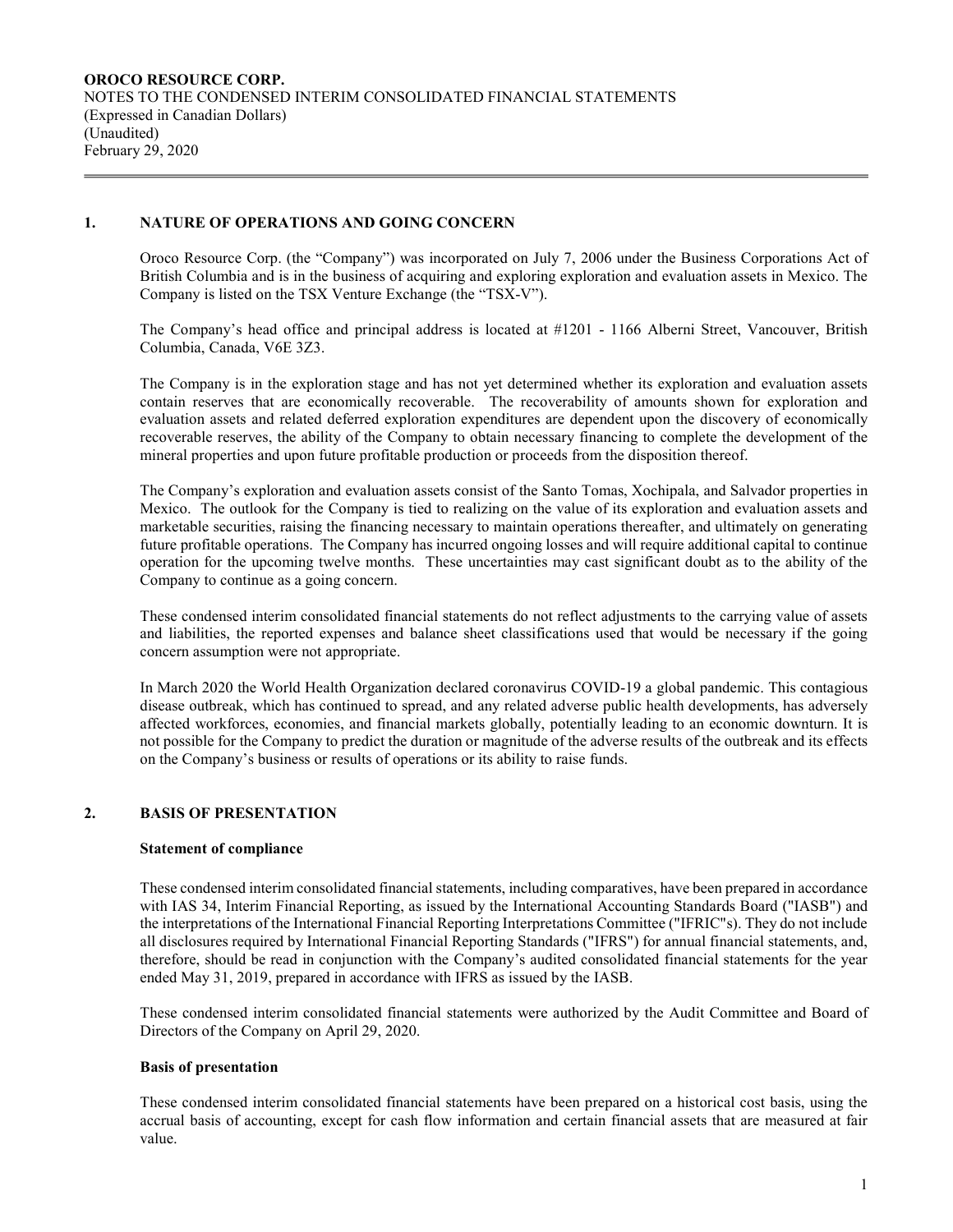## 1. NATURE OF OPERATIONS AND GOING CONCERN

Oroco Resource Corp. (the "Company") was incorporated on July 7, 2006 under the Business Corporations Act of British Columbia and is in the business of acquiring and exploring exploration and evaluation assets in Mexico. The Company is listed on the TSX Venture Exchange (the "TSX-V").

The Company's head office and principal address is located at #1201 - 1166 Alberni Street, Vancouver, British Columbia, Canada, V6E 3Z3.

The Company is in the exploration stage and has not yet determined whether its exploration and evaluation assets contain reserves that are economically recoverable. The recoverability of amounts shown for exploration and evaluation assets and related deferred exploration expenditures are dependent upon the discovery of economically recoverable reserves, the ability of the Company to obtain necessary financing to complete the development of the mineral properties and upon future profitable production or proceeds from the disposition thereof.

The Company's exploration and evaluation assets consist of the Santo Tomas, Xochipala, and Salvador properties in Mexico. The outlook for the Company is tied to realizing on the value of its exploration and evaluation assets and marketable securities, raising the financing necessary to maintain operations thereafter, and ultimately on generating future profitable operations. The Company has incurred ongoing losses and will require additional capital to continue operation for the upcoming twelve months. These uncertainties may cast significant doubt as to the ability of the Company to continue as a going concern.

These condensed interim consolidated financial statements do not reflect adjustments to the carrying value of assets and liabilities, the reported expenses and balance sheet classifications used that would be necessary if the going concern assumption were not appropriate.

In March 2020 the World Health Organization declared coronavirus COVID-19 a global pandemic. This contagious disease outbreak, which has continued to spread, and any related adverse public health developments, has adversely affected workforces, economies, and financial markets globally, potentially leading to an economic downturn. It is not possible for the Company to predict the duration or magnitude of the adverse results of the outbreak and its effects on the Company's business or results of operations or its ability to raise funds.

## 2. BASIS OF PRESENTATION

**Statement of compliance**

These condensed interim consolidated financial statements, including comparatives, have been prepared in accordance with IAS 34, Interim Financial Reporting, as issued by the International Accounting Standards Board ("IASB") and the interpretations of the International Financial Reporting Interpretations Committee ("IFRIC"s). They do not include all disclosures required by International Financial Reporting Standards ("IFRS") for annual financial statements, and, therefore, should be read in conjunction with the Company's audited consolidated financial statements for the year ended May 31, 2019, prepared in accordance with IFRS as issued by the IASB.

These condensed interim consolidated financial statements were authorized by the Audit Committee and Board of Directors of the Company on April 29, 2020.

**Basis of presentation**

These condensed interim consolidated financial statements have been prepared on a historical cost basis, using the accrual basis of accounting, except for cash flow information and certain financial assets that are measured at fair value.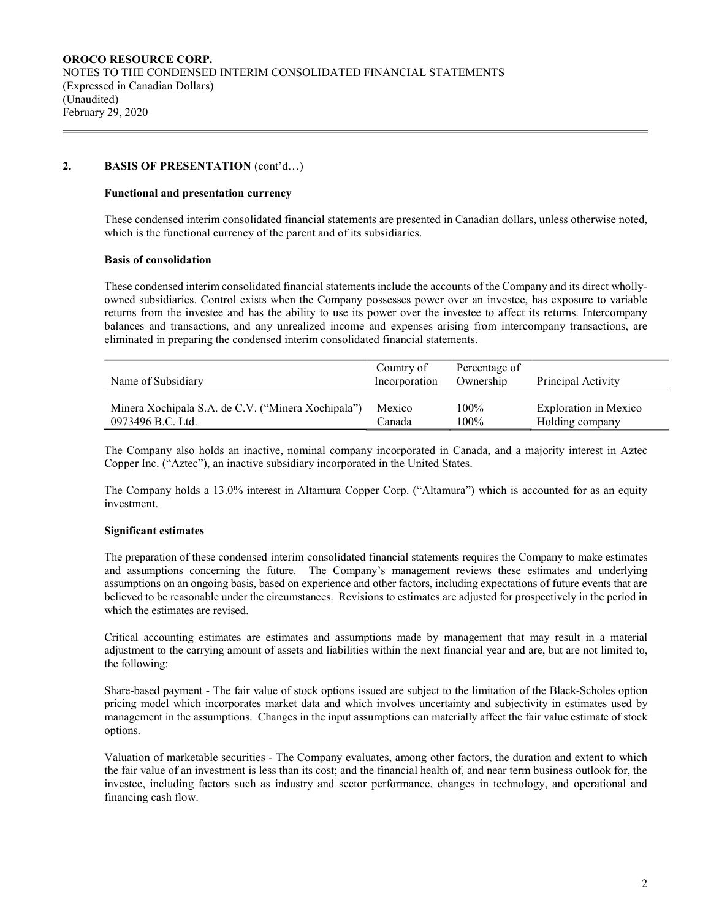## 2. BASIS OF PRESENTATION (cont'd…)

### Functional and presentation currency

These condensed interim consolidated financial statements are presented in Canadian dollars, unless otherwise noted, which is the functional currency of the parent and of its subsidiaries.

### Basis of consolidation

These condensed interim consolidated financial statements include the accounts of the Company and its direct wholly-owned subsidiaries. Control exists when the Company possesses power over an investee, has exposure to variable returns from the investee and has the ability to use its power over the investee to affect its returns. Intercompany balances and transactions, and any unrealized income and expenses arising from intercompany transactions, are eliminated in preparing the condensed interim consolidated financial statements.

| Name of Subsidiary | Country of Incorporation | Percentage of Ownership | Principal Activity |
|---|---|---|---|
| Minera Xochipala S.A. de C.V. ("Minera Xochipala") | Mexico | 100% | Exploration in Mexico |
| 0973496 B.C. Ltd. | Canada | 100% | Holding company |

The Company also holds an inactive, nominal company incorporated in Canada, and a majority interest in Aztec Copper Inc. ("Aztec"), an inactive subsidiary incorporated in the United States.

The Company holds a 13.0% interest in Altamura Copper Corp. ("Altamura") which is accounted for as an equity investment.

### Significant estimates

The preparation of these condensed interim consolidated financial statements requires the Company to make estimates and assumptions concerning the future. The Company's management reviews these estimates and underlying assumptions on an ongoing basis, based on experience and other factors, including expectations of future events that are believed to be reasonable under the circumstances. Revisions to estimates are adjusted for prospectively in the period in which the estimates are revised.

Critical accounting estimates are estimates and assumptions made by management that may result in a material adjustment to the carrying amount of assets and liabilities within the next financial year and are, but are not limited to, the following:

Share-based payment - The fair value of stock options issued are subject to the limitation of the Black-Scholes option pricing model which incorporates market data and which involves uncertainty and subjectivity in estimates used by management in the assumptions. Changes in the input assumptions can materially affect the fair value estimate of stock options.

Valuation of marketable securities - The Company evaluates, among other factors, the duration and extent to which the fair value of an investment is less than its cost; and the financial health of, and near term business outlook for, the investee, including factors such as industry and sector performance, changes in technology, and operational and financing cash flow.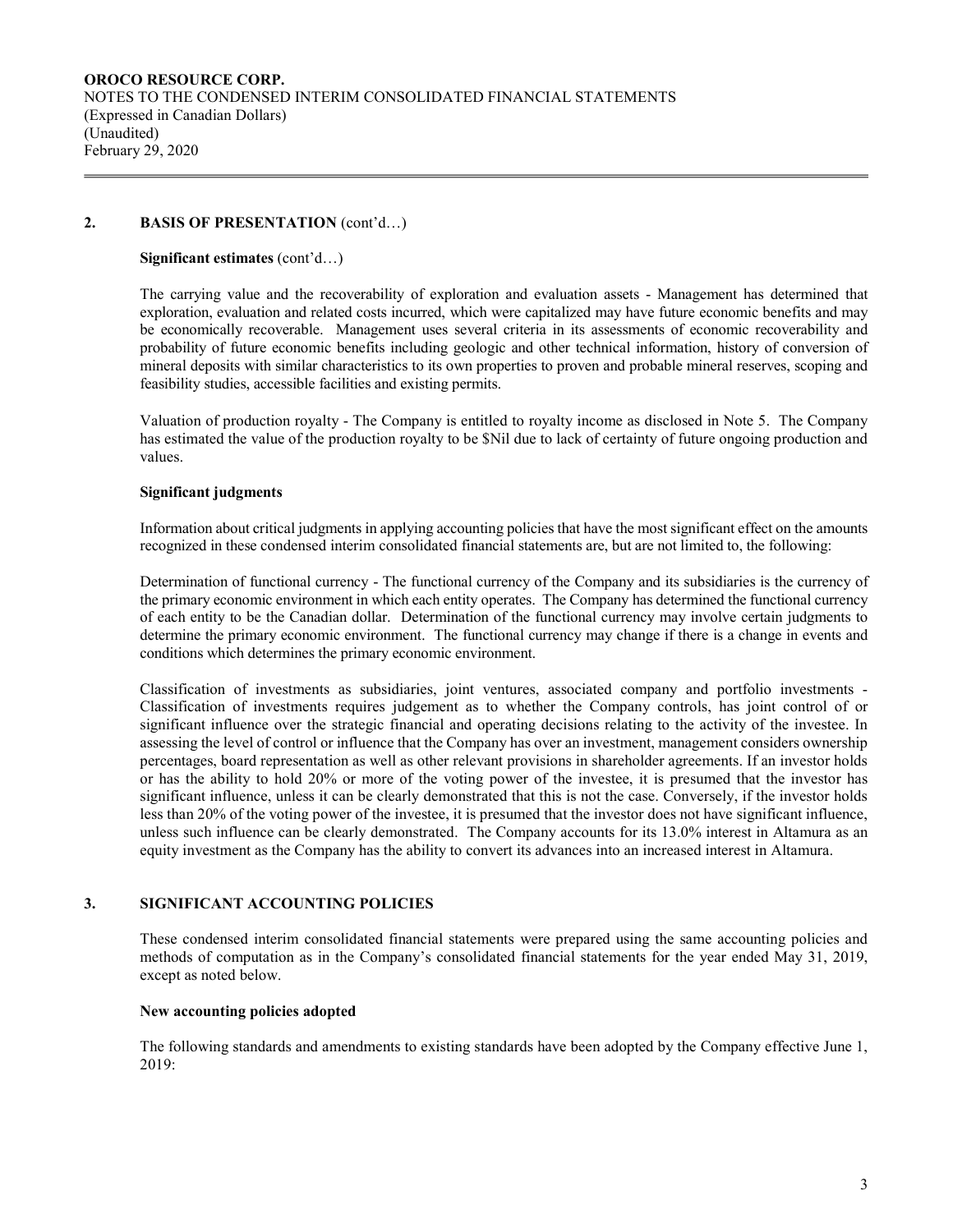## 2. BASIS OF PRESENTATION (cont'd…)

**Significant estimates** (cont'd…)

The carrying value and the recoverability of exploration and evaluation assets - Management has determined that exploration, evaluation and related costs incurred, which were capitalized may have future economic benefits and may be economically recoverable. Management uses several criteria in its assessments of economic recoverability and probability of future economic benefits including geologic and other technical information, history of conversion of mineral deposits with similar characteristics to its own properties to proven and probable mineral reserves, scoping and feasibility studies, accessible facilities and existing permits.

Valuation of production royalty - The Company is entitled to royalty income as disclosed in Note 5. The Company has estimated the value of the production royalty to be $Nil due to lack of certainty of future ongoing production and values.

**Significant judgments**

Information about critical judgments in applying accounting policies that have the most significant effect on the amounts recognized in these condensed interim consolidated financial statements are, but are not limited to, the following:

Determination of functional currency - The functional currency of the Company and its subsidiaries is the currency of the primary economic environment in which each entity operates. The Company has determined the functional currency of each entity to be the Canadian dollar. Determination of the functional currency may involve certain judgments to determine the primary economic environment. The functional currency may change if there is a change in events and conditions which determines the primary economic environment.

Classification of investments as subsidiaries, joint ventures, associated company and portfolio investments - Classification of investments requires judgement as to whether the Company controls, has joint control of or significant influence over the strategic financial and operating decisions relating to the activity of the investee. In assessing the level of control or influence that the Company has over an investment, management considers ownership percentages, board representation as well as other relevant provisions in shareholder agreements. If an investor holds or has the ability to hold 20% or more of the voting power of the investee, it is presumed that the investor has significant influence, unless it can be clearly demonstrated that this is not the case. Conversely, if the investor holds less than 20% of the voting power of the investee, it is presumed that the investor does not have significant influence, unless such influence can be clearly demonstrated. The Company accounts for its 13.0% interest in Altamura as an equity investment as the Company has the ability to convert its advances into an increased interest in Altamura.

## 3. SIGNIFICANT ACCOUNTING POLICIES

These condensed interim consolidated financial statements were prepared using the same accounting policies and methods of computation as in the Company's consolidated financial statements for the year ended May 31, 2019, except as noted below.

**New accounting policies adopted**

The following standards and amendments to existing standards have been adopted by the Company effective June 1, 2019: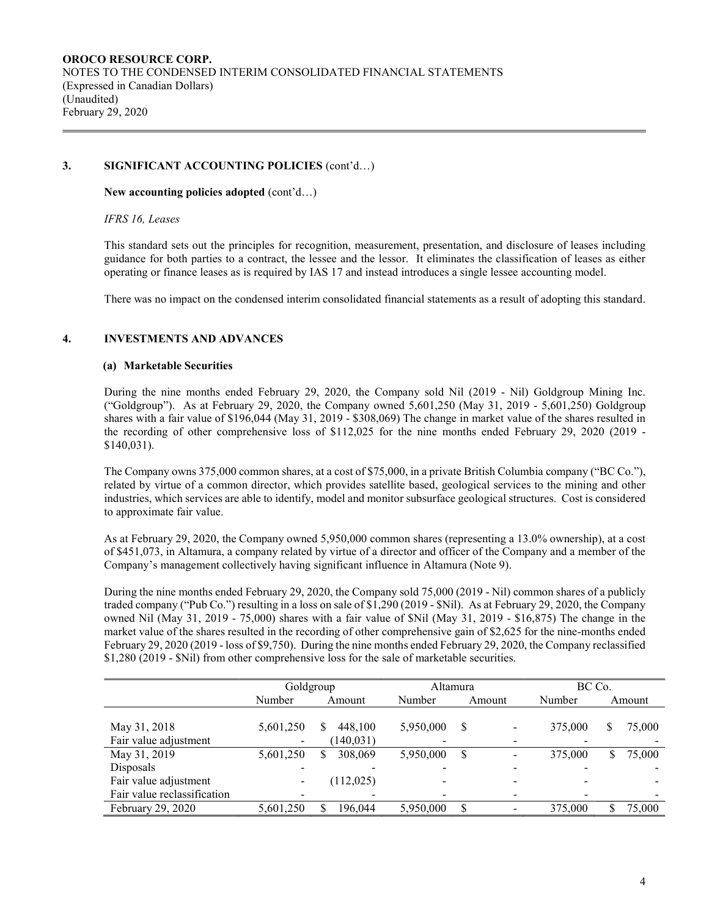OROCO RESOURCE CORP.
NOTES TO THE CONDENSED INTERIM CONSOLIDATED FINANCIAL STATEMENTS
(Expressed in Canadian Dollars)
(Unaudited)
February 29, 2020

## 3. SIGNIFICANT ACCOUNTING POLICIES (cont'd…)

**New accounting policies adopted** (cont'd…)

*IFRS 16, Leases*

This standard sets out the principles for recognition, measurement, presentation, and disclosure of leases including guidance for both parties to a contract, the lessee and the lessor. It eliminates the classification of leases as either operating or finance leases as is required by IAS 17 and instead introduces a single lessee accounting model.

There was no impact on the condensed interim consolidated financial statements as a result of adopting this standard.

## 4. INVESTMENTS AND ADVANCES

### (a) Marketable Securities

During the nine months ended February 29, 2020, the Company sold Nil (2019 - Nil) Goldgroup Mining Inc. ("Goldgroup"). As at February 29, 2020, the Company owned 5,601,250 (May 31, 2019 - 5,601,250) Goldgroup shares with a fair value of $196,044 (May 31, 2019 - $308,069) The change in market value of the shares resulted in the recording of other comprehensive loss of $112,025 for the nine months ended February 29, 2020 (2019 - $140,031).

The Company owns 375,000 common shares, at a cost of $75,000, in a private British Columbia company ("BC Co."), related by virtue of a common director, which provides satellite based, geological services to the mining and other industries, which services are able to identify, model and monitor subsurface geological structures. Cost is considered to approximate fair value.

As at February 29, 2020, the Company owned 5,950,000 common shares (representing a 13.0% ownership), at a cost of $451,073, in Altamura, a company related by virtue of a director and officer of the Company and a member of the Company's management collectively having significant influence in Altamura (Note 9).

During the nine months ended February 29, 2020, the Company sold 75,000 (2019 - Nil) common shares of a publicly traded company ("Pub Co.") resulting in a loss on sale of $1,290 (2019 - $Nil). As at February 29, 2020, the Company owned Nil (May 31, 2019 - 75,000) shares with a fair value of $Nil (May 31, 2019 - $16,875) The change in the market value of the shares resulted in the recording of other comprehensive gain of $2,625 for the nine-months ended February 29, 2020 (2019 - loss of $9,750). During the nine months ended February 29, 2020, the Company reclassified $1,280 (2019 - $Nil) from other comprehensive loss for the sale of marketable securities.

| | Goldgroup | | Altamura | | BC Co. | |
|---|---|---|---|---|---|---|
| | Number | Amount | Number | Amount | Number | Amount |
| May 31, 2018 | 5,601,250 | $ 448,100 | 5,950,000 | $ - | 375,000 | $ 75,000 |
| Fair value adjustment | - | (140,031) | - | - | - | - |
| May 31, 2019 | 5,601,250 | $ 308,069 | 5,950,000 | $ - | 375,000 | $ 75,000 |
| Disposals | - | - | - | - | - | - |
| Fair value adjustment | - | (112,025) | - | - | - | - |
| Fair value reclassification | - | - | - | - | - | - |
| February 29, 2020 | 5,601,250 | $ 196,044 | 5,950,000 | $ - | 375,000 | $ 75,000 |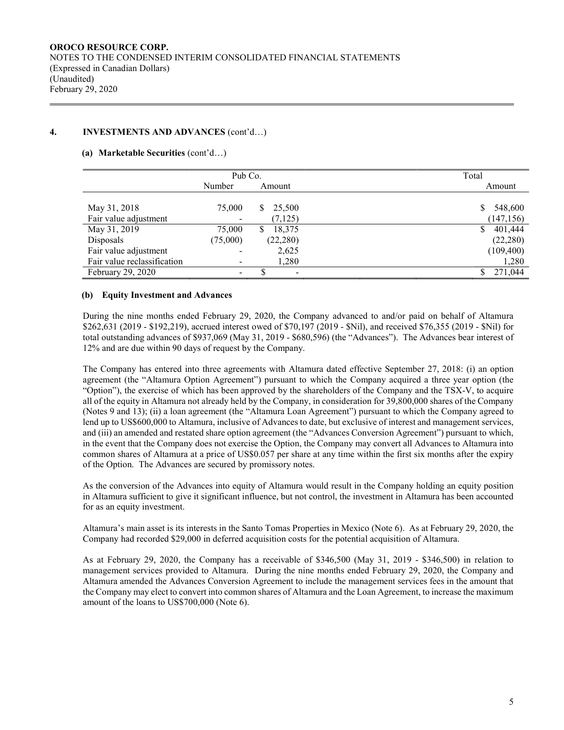## 4. INVESTMENTS AND ADVANCES (cont'd…)

### (a) Marketable Securities (cont'd…)

| | Pub Co. | | Total |
|---|---|---|---|
| | Number | Amount | Amount |
| May 31, 2018 | 75,000 | $ 25,500 | $ 548,600 |
| Fair value adjustment | - | (7,125) | (147,156) |
| May 31, 2019 | 75,000 | $ 18,375 | $ 401,444 |
| Disposals | (75,000) | (22,280) | (22,280) |
| Fair value adjustment | - | 2,625 | (109,400) |
| Fair value reclassification | - | 1,280 | 1,280 |
| February 29, 2020 | - | $ - | $ 271,044 |

### (b) Equity Investment and Advances

During the nine months ended February 29, 2020, the Company advanced to and/or paid on behalf of Altamura $262,631 (2019 - $192,219), accrued interest owed of $70,197 (2019 - $Nil), and received $76,355 (2019 - $Nil) for total outstanding advances of $937,069 (May 31, 2019 - $680,596) (the "Advances"). The Advances bear interest of 12% and are due within 90 days of request by the Company.

The Company has entered into three agreements with Altamura dated effective September 27, 2018: (i) an option agreement (the "Altamura Option Agreement") pursuant to which the Company acquired a three year option (the "Option"), the exercise of which has been approved by the shareholders of the Company and the TSX-V, to acquire all of the equity in Altamura not already held by the Company, in consideration for 39,800,000 shares of the Company (Notes 9 and 13); (ii) a loan agreement (the "Altamura Loan Agreement") pursuant to which the Company agreed to lend up to US$600,000 to Altamura, inclusive of Advances to date, but exclusive of interest and management services, and (iii) an amended and restated share option agreement (the "Advances Conversion Agreement") pursuant to which, in the event that the Company does not exercise the Option, the Company may convert all Advances to Altamura into common shares of Altamura at a price of US$0.057 per share at any time within the first six months after the expiry of the Option. The Advances are secured by promissory notes.

As the conversion of the Advances into equity of Altamura would result in the Company holding an equity position in Altamura sufficient to give it significant influence, but not control, the investment in Altamura has been accounted for as an equity investment.

Altamura's main asset is its interests in the Santo Tomas Properties in Mexico (Note 6). As at February 29, 2020, the Company had recorded $29,000 in deferred acquisition costs for the potential acquisition of Altamura.

As at February 29, 2020, the Company has a receivable of $346,500 (May 31, 2019 - $346,500) in relation to management services provided to Altamura. During the nine months ended February 29, 2020, the Company and Altamura amended the Advances Conversion Agreement to include the management services fees in the amount that the Company may elect to convert into common shares of Altamura and the Loan Agreement, to increase the maximum amount of the loans to US$700,000 (Note 6).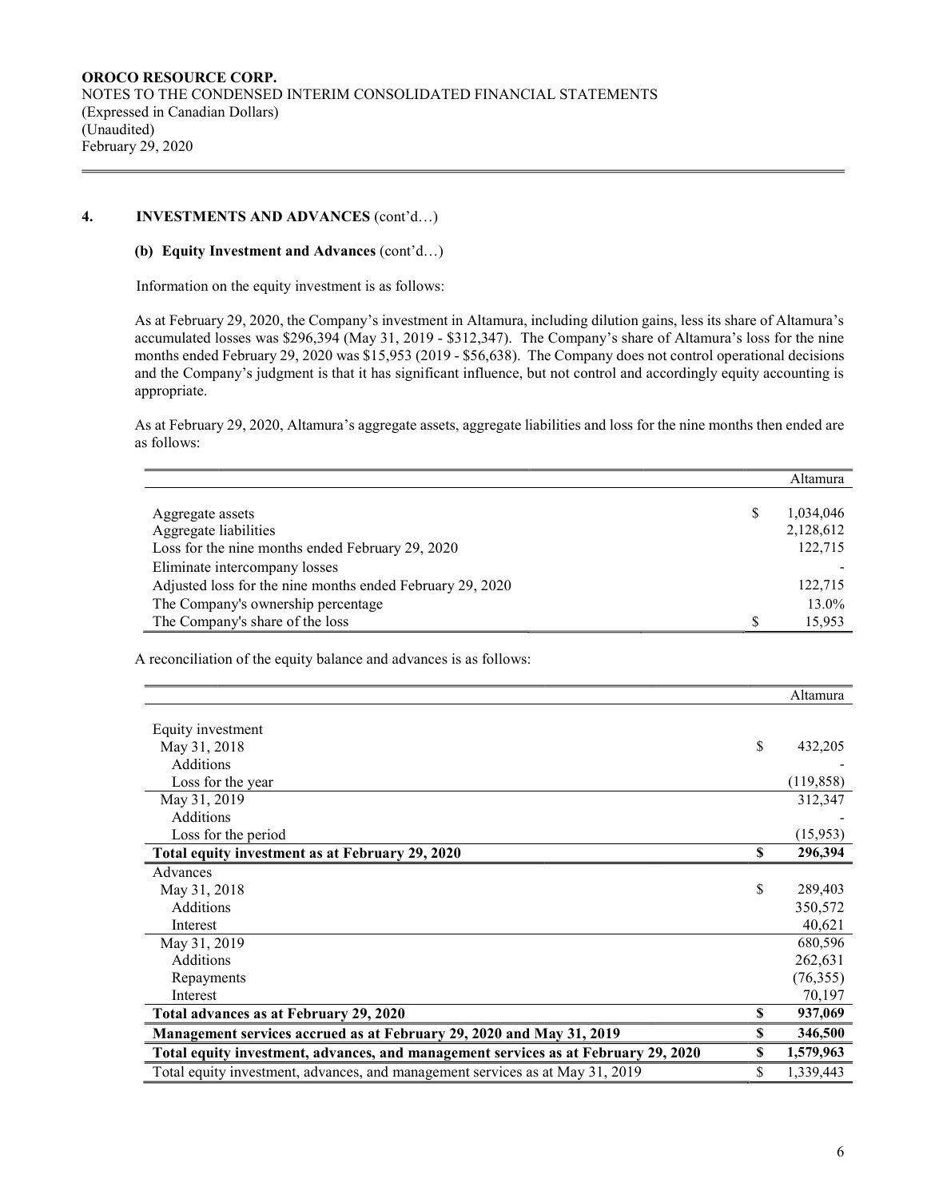## 4. INVESTMENTS AND ADVANCES (cont'd…)

### (b) Equity Investment and Advances (cont'd…)

Information on the equity investment is as follows:

As at February 29, 2020, the Company's investment in Altamura, including dilution gains, less its share of Altamura's accumulated losses was $296,394 (May 31, 2019 - $312,347). The Company's share of Altamura's loss for the nine months ended February 29, 2020 was $15,953 (2019 - $56,638). The Company does not control operational decisions and the Company's judgment is that it has significant influence, but not control and accordingly equity accounting is appropriate.

As at February 29, 2020, Altamura's aggregate assets, aggregate liabilities and loss for the nine months then ended are as follows:

| | | Altamura |
|---|---|---|
| Aggregate assets | $ | 1,034,046 |
| Aggregate liabilities | | 2,128,612 |
| Loss for the nine months ended February 29, 2020 | | 122,715 |
| Eliminate intercompany losses | | - |
| Adjusted loss for the nine months ended February 29, 2020 | | 122,715 |
| The Company's ownership percentage | | 13.0% |
| The Company's share of the loss | $ | 15,953 |

A reconciliation of the equity balance and advances is as follows:

| | | Altamura |
|---|---|---|
| Equity investment | | |
| May 31, 2018 | $ | 432,205 |
| Additions | | - |
| Loss for the year | | (119,858) |
| May 31, 2019 | | 312,347 |
| Additions | | - |
| Loss for the period | | (15,953) |
| **Total equity investment as at February 29, 2020** | **$** | **296,394** |
| Advances | | |
| May 31, 2018 | $ | 289,403 |
| Additions | | 350,572 |
| Interest | | 40,621 |
| May 31, 2019 | | 680,596 |
| Additions | | 262,631 |
| Repayments | | (76,355) |
| Interest | | 70,197 |
| **Total advances as at February 29, 2020** | **$** | **937,069** |
| **Management services accrued as at February 29, 2020 and May 31, 2019** | **$** | **346,500** |
| **Total equity investment, advances, and management services as at February 29, 2020** | **$** | **1,579,963** |
| Total equity investment, advances, and management services as at May 31, 2019 | $ | 1,339,443 |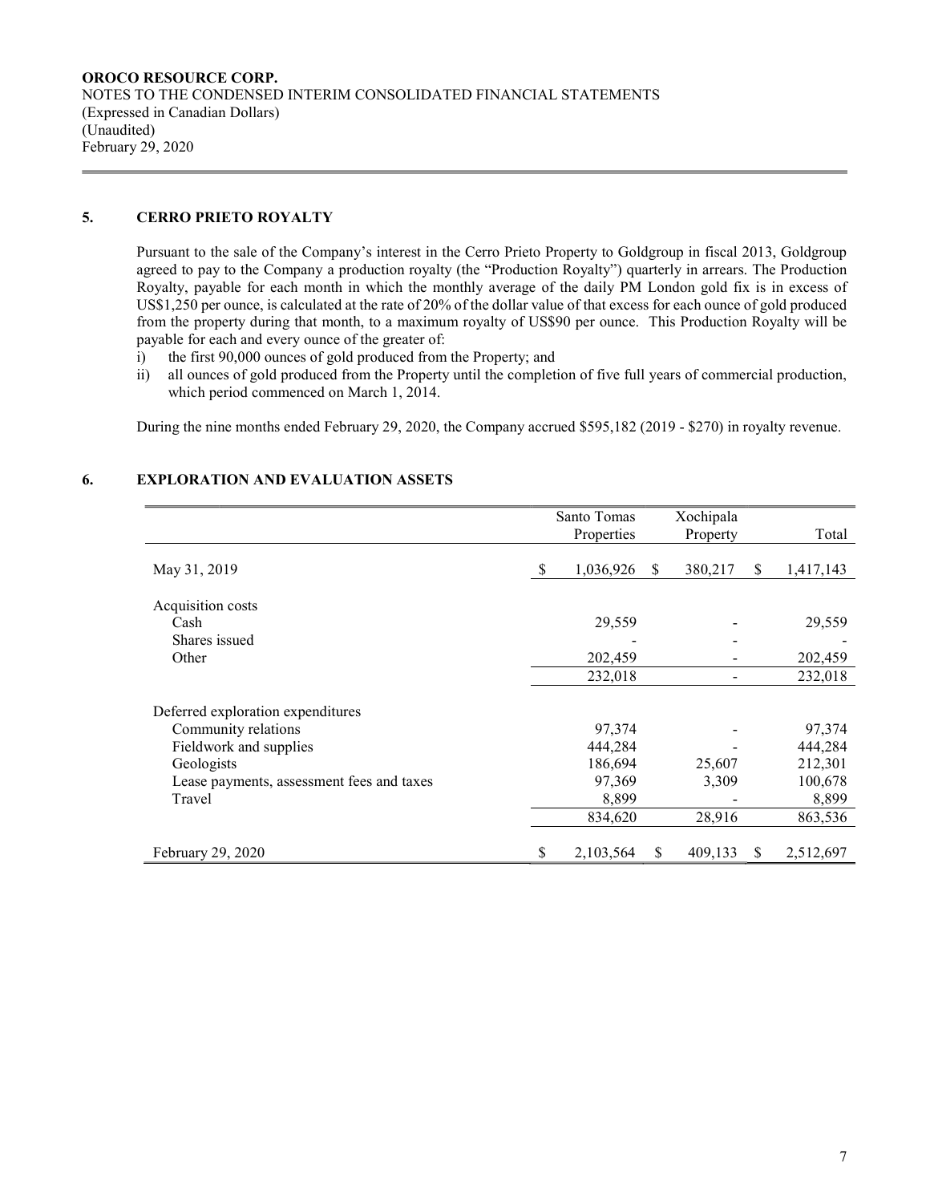## 5. CERRO PRIETO ROYALTY

Pursuant to the sale of the Company's interest in the Cerro Prieto Property to Goldgroup in fiscal 2013, Goldgroup agreed to pay to the Company a production royalty (the "Production Royalty") quarterly in arrears. The Production Royalty, payable for each month in which the monthly average of the daily PM London gold fix is in excess of US$1,250 per ounce, is calculated at the rate of 20% of the dollar value of that excess for each ounce of gold produced from the property during that month, to a maximum royalty of US$90 per ounce. This Production Royalty will be payable for each and every ounce of the greater of:

i) the first 90,000 ounces of gold produced from the Property; and
ii) all ounces of gold produced from the Property until the completion of five full years of commercial production, which period commenced on March 1, 2014.

During the nine months ended February 29, 2020, the Company accrued $595,182 (2019 - $270) in royalty revenue.

## 6. EXPLORATION AND EVALUATION ASSETS

| | Santo Tomas Properties | Xochipala Property | Total |
|---|---|---|---|
| May 31, 2019 | $ 1,036,926 | $ 380,217 | $ 1,417,143 |
| Acquisition costs | | | |
| Cash | 29,559 | - | 29,559 |
| Shares issued | - | - | - |
| Other | 202,459 | - | 202,459 |
| | 232,018 | - | 232,018 |
| Deferred exploration expenditures | | | |
| Community relations | 97,374 | - | 97,374 |
| Fieldwork and supplies | 444,284 | - | 444,284 |
| Geologists | 186,694 | 25,607 | 212,301 |
| Lease payments, assessment fees and taxes | 97,369 | 3,309 | 100,678 |
| Travel | 8,899 | - | 8,899 |
| | 834,620 | 28,916 | 863,536 |
| February 29, 2020 | $ 2,103,564 | $ 409,133 | $ 2,512,697 |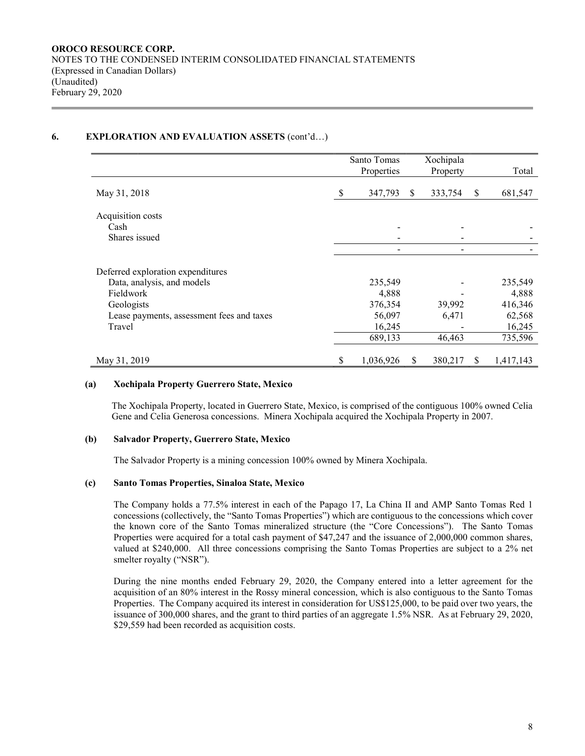**OROCO RESOURCE CORP.**
NOTES TO THE CONDENSED INTERIM CONSOLIDATED FINANCIAL STATEMENTS
(Expressed in Canadian Dollars)
(Unaudited)
February 29, 2020

## 6. EXPLORATION AND EVALUATION ASSETS (cont'd…)

| | Santo Tomas Properties | Xochipala Property | Total |
|---|---|---|---|
| May 31, 2018 | $ 347,793 | $ 333,754 | $ 681,547 |
| Acquisition costs | | | |
| Cash | - | - | - |
| Shares issued | - | - | - |
| | - | - | - |
| Deferred exploration expenditures | | | |
| Data, analysis, and models | 235,549 | - | 235,549 |
| Fieldwork | 4,888 | - | 4,888 |
| Geologists | 376,354 | 39,992 | 416,346 |
| Lease payments, assessment fees and taxes | 56,097 | 6,471 | 62,568 |
| Travel | 16,245 | - | 16,245 |
| | 689,133 | 46,463 | 735,596 |
| May 31, 2019 | $ 1,036,926 | $ 380,217 | $ 1,417,143 |

### (a) Xochipala Property Guerrero State, Mexico

The Xochipala Property, located in Guerrero State, Mexico, is comprised of the contiguous 100% owned Celia Gene and Celia Generosa concessions. Minera Xochipala acquired the Xochipala Property in 2007.

### (b) Salvador Property, Guerrero State, Mexico

The Salvador Property is a mining concession 100% owned by Minera Xochipala.

### (c) Santo Tomas Properties, Sinaloa State, Mexico

The Company holds a 77.5% interest in each of the Papago 17, La China II and AMP Santo Tomas Red 1 concessions (collectively, the "Santo Tomas Properties") which are contiguous to the concessions which cover the known core of the Santo Tomas mineralized structure (the "Core Concessions"). The Santo Tomas Properties were acquired for a total cash payment of $47,247 and the issuance of 2,000,000 common shares, valued at $240,000. All three concessions comprising the Santo Tomas Properties are subject to a 2% net smelter royalty ("NSR").

During the nine months ended February 29, 2020, the Company entered into a letter agreement for the acquisition of an 80% interest in the Rossy mineral concession, which is also contiguous to the Santo Tomas Properties. The Company acquired its interest in consideration for US$125,000, to be paid over two years, the issuance of 300,000 shares, and the grant to third parties of an aggregate 1.5% NSR. As at February 29, 2020, $29,559 had been recorded as acquisition costs.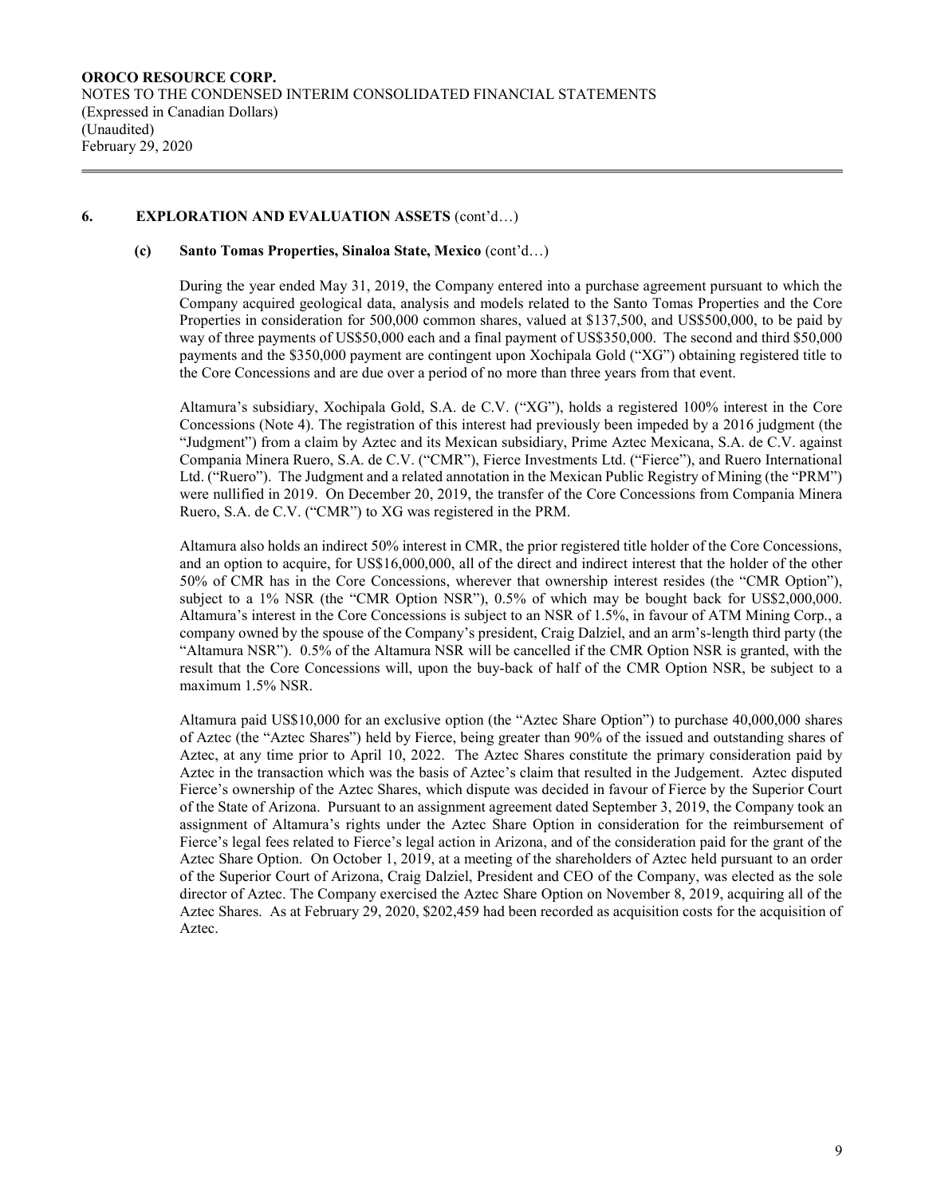## 6. EXPLORATION AND EVALUATION ASSETS (cont'd…)

### (c) Santo Tomas Properties, Sinaloa State, Mexico (cont'd…)

During the year ended May 31, 2019, the Company entered into a purchase agreement pursuant to which the Company acquired geological data, analysis and models related to the Santo Tomas Properties and the Core Properties in consideration for 500,000 common shares, valued at $137,500, and US$500,000, to be paid by way of three payments of US$50,000 each and a final payment of US$350,000. The second and third $50,000 payments and the $350,000 payment are contingent upon Xochipala Gold ("XG") obtaining registered title to the Core Concessions and are due over a period of no more than three years from that event.

Altamura's subsidiary, Xochipala Gold, S.A. de C.V. ("XG"), holds a registered 100% interest in the Core Concessions (Note 4). The registration of this interest had previously been impeded by a 2016 judgment (the "Judgment") from a claim by Aztec and its Mexican subsidiary, Prime Aztec Mexicana, S.A. de C.V. against Compania Minera Ruero, S.A. de C.V. ("CMR"), Fierce Investments Ltd. ("Fierce"), and Ruero International Ltd. ("Ruero"). The Judgment and a related annotation in the Mexican Public Registry of Mining (the "PRM") were nullified in 2019. On December 20, 2019, the transfer of the Core Concessions from Compania Minera Ruero, S.A. de C.V. ("CMR") to XG was registered in the PRM.

Altamura also holds an indirect 50% interest in CMR, the prior registered title holder of the Core Concessions, and an option to acquire, for US$16,000,000, all of the direct and indirect interest that the holder of the other 50% of CMR has in the Core Concessions, wherever that ownership interest resides (the "CMR Option"), subject to a 1% NSR (the "CMR Option NSR"), 0.5% of which may be bought back for US$2,000,000. Altamura's interest in the Core Concessions is subject to an NSR of 1.5%, in favour of ATM Mining Corp., a company owned by the spouse of the Company's president, Craig Dalziel, and an arm's-length third party (the "Altamura NSR"). 0.5% of the Altamura NSR will be cancelled if the CMR Option NSR is granted, with the result that the Core Concessions will, upon the buy-back of half of the CMR Option NSR, be subject to a maximum 1.5% NSR.

Altamura paid US$10,000 for an exclusive option (the "Aztec Share Option") to purchase 40,000,000 shares of Aztec (the "Aztec Shares") held by Fierce, being greater than 90% of the issued and outstanding shares of Aztec, at any time prior to April 10, 2022. The Aztec Shares constitute the primary consideration paid by Aztec in the transaction which was the basis of Aztec's claim that resulted in the Judgement. Aztec disputed Fierce's ownership of the Aztec Shares, which dispute was decided in favour of Fierce by the Superior Court of the State of Arizona. Pursuant to an assignment agreement dated September 3, 2019, the Company took an assignment of Altamura's rights under the Aztec Share Option in consideration for the reimbursement of Fierce's legal fees related to Fierce's legal action in Arizona, and of the consideration paid for the grant of the Aztec Share Option. On October 1, 2019, at a meeting of the shareholders of Aztec held pursuant to an order of the Superior Court of Arizona, Craig Dalziel, President and CEO of the Company, was elected as the sole director of Aztec. The Company exercised the Aztec Share Option on November 8, 2019, acquiring all of the Aztec Shares. As at February 29, 2020, $202,459 had been recorded as acquisition costs for the acquisition of Aztec.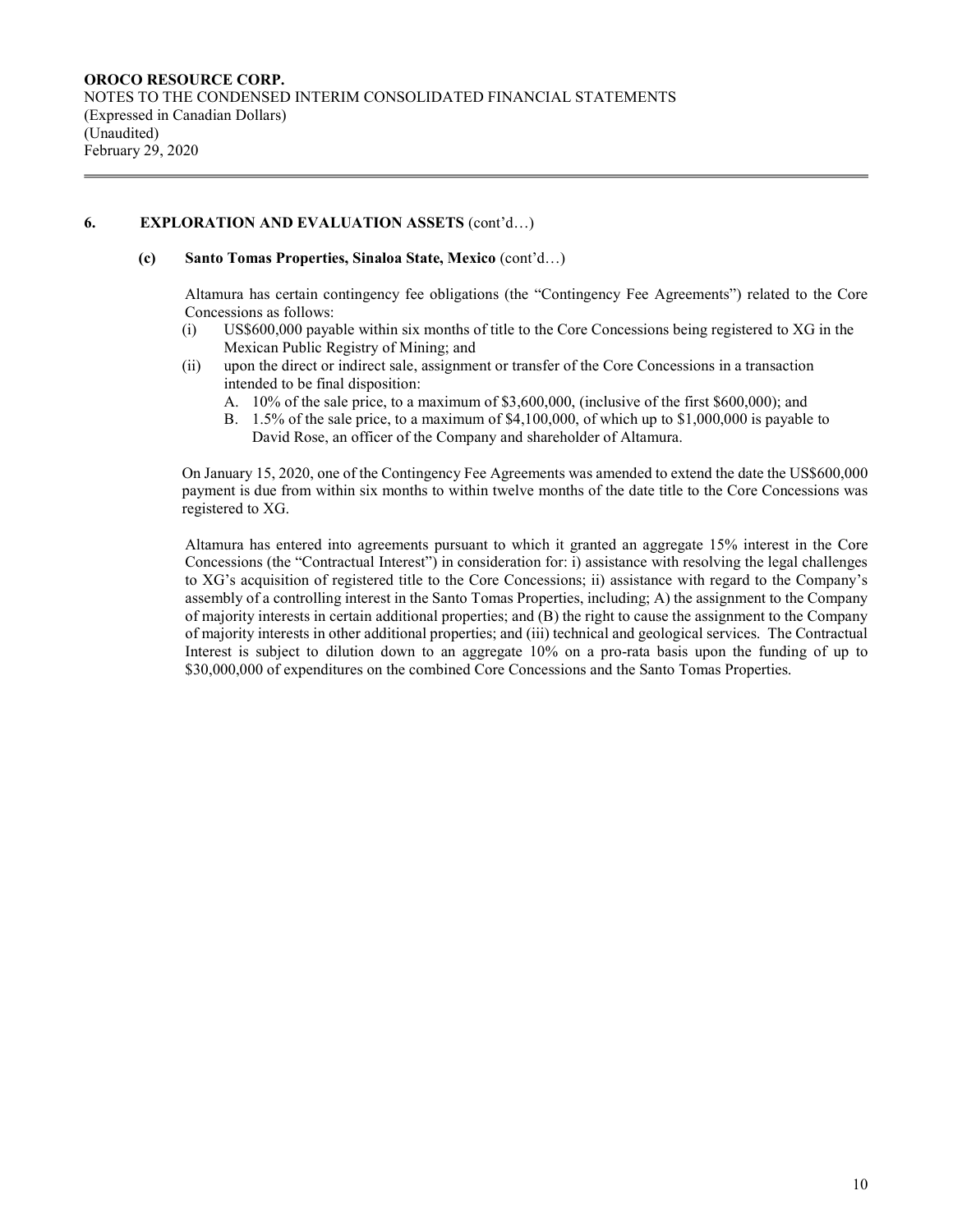## 6. EXPLORATION AND EVALUATION ASSETS (cont'd…)

### (c) Santo Tomas Properties, Sinaloa State, Mexico (cont'd…)

Altamura has certain contingency fee obligations (the "Contingency Fee Agreements") related to the Core Concessions as follows:

(i) US$600,000 payable within six months of title to the Core Concessions being registered to XG in the Mexican Public Registry of Mining; and

(ii) upon the direct or indirect sale, assignment or transfer of the Core Concessions in a transaction intended to be final disposition:

A. 10% of the sale price, to a maximum of $3,600,000, (inclusive of the first $600,000); and

B. 1.5% of the sale price, to a maximum of $4,100,000, of which up to $1,000,000 is payable to David Rose, an officer of the Company and shareholder of Altamura.

On January 15, 2020, one of the Contingency Fee Agreements was amended to extend the date the US$600,000 payment is due from within six months to within twelve months of the date title to the Core Concessions was registered to XG.

Altamura has entered into agreements pursuant to which it granted an aggregate 15% interest in the Core Concessions (the "Contractual Interest") in consideration for: i) assistance with resolving the legal challenges to XG's acquisition of registered title to the Core Concessions; ii) assistance with regard to the Company's assembly of a controlling interest in the Santo Tomas Properties, including; A) the assignment to the Company of majority interests in certain additional properties; and (B) the right to cause the assignment to the Company of majority interests in other additional properties; and (iii) technical and geological services. The Contractual Interest is subject to dilution down to an aggregate 10% on a pro-rata basis upon the funding of up to $30,000,000 of expenditures on the combined Core Concessions and the Santo Tomas Properties.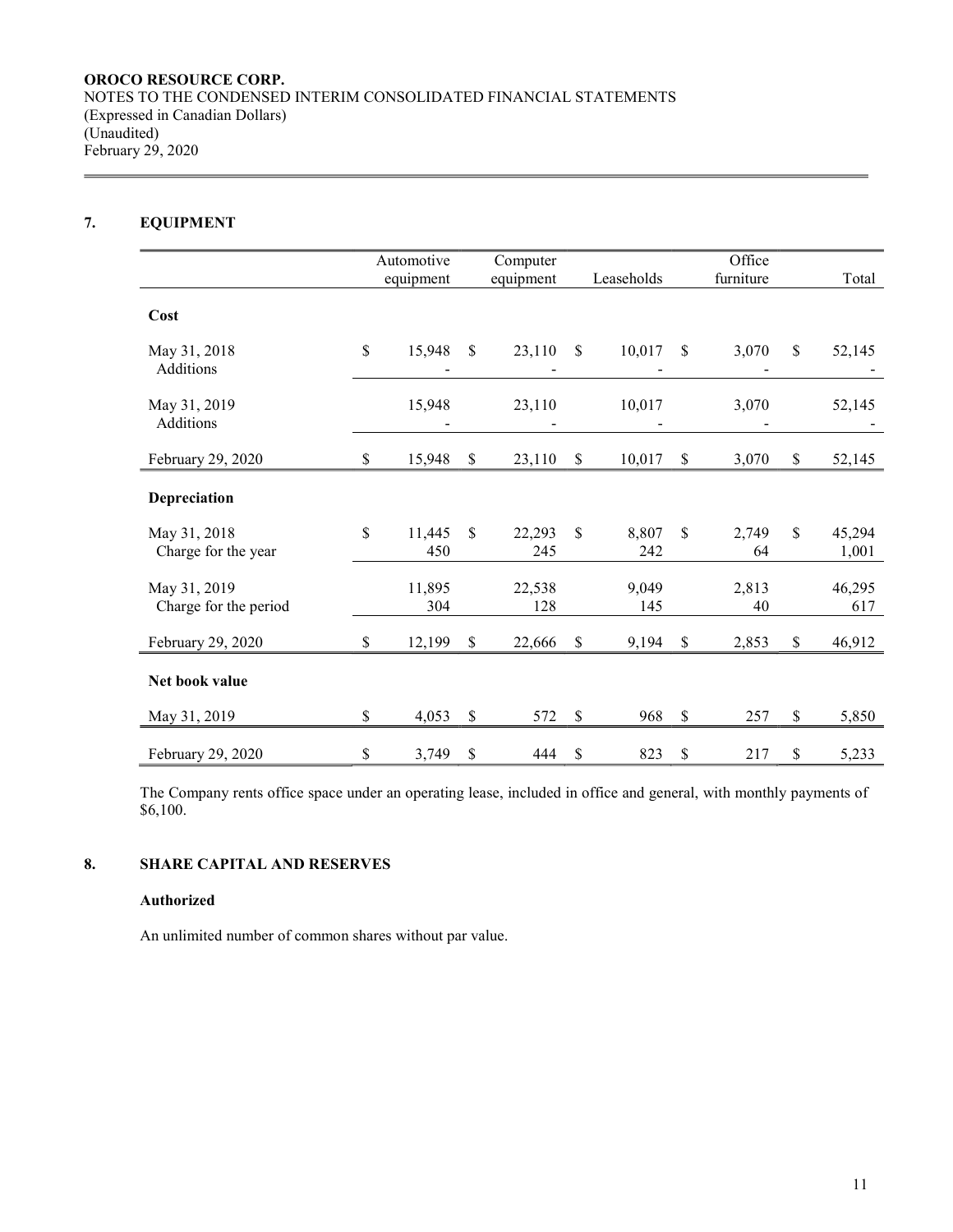**OROCO RESOURCE CORP.**
NOTES TO THE CONDENSED INTERIM CONSOLIDATED FINANCIAL STATEMENTS
(Expressed in Canadian Dollars)
(Unaudited)
February 29, 2020

## 7. EQUIPMENT

| | Automotive equipment | Computer equipment | Leaseholds | Office furniture | Total |
|---|---|---|---|---|---|
| **Cost** | | | | | |
| May 31, 2018 | $ 15,948 | $ 23,110 | $ 10,017 | $ 3,070 | $ 52,145 |
| Additions | - | - | - | - | - |
| May 31, 2019 | 15,948 | 23,110 | 10,017 | 3,070 | 52,145 |
| Additions | - | - | - | - | - |
| February 29, 2020 | $ 15,948 | $ 23,110 | $ 10,017 | $ 3,070 | $ 52,145 |
| **Depreciation** | | | | | |
| May 31, 2018 | $ 11,445 | $ 22,293 | $ 8,807 | $ 2,749 | $ 45,294 |
| Charge for the year | 450 | 245 | 242 | 64 | 1,001 |
| May 31, 2019 | 11,895 | 22,538 | 9,049 | 2,813 | 46,295 |
| Charge for the period | 304 | 128 | 145 | 40 | 617 |
| February 29, 2020 | $ 12,199 | $ 22,666 | $ 9,194 | $ 2,853 | $ 46,912 |
| **Net book value** | | | | | |
| May 31, 2019 | $ 4,053 | $ 572 | $ 968 | $ 257 | $ 5,850 |
| February 29, 2020 | $ 3,749 | $ 444 | $ 823 | $ 217 | $ 5,233 |

The Company rents office space under an operating lease, included in office and general, with monthly payments of $6,100.

## 8. SHARE CAPITAL AND RESERVES

**Authorized**

An unlimited number of common shares without par value.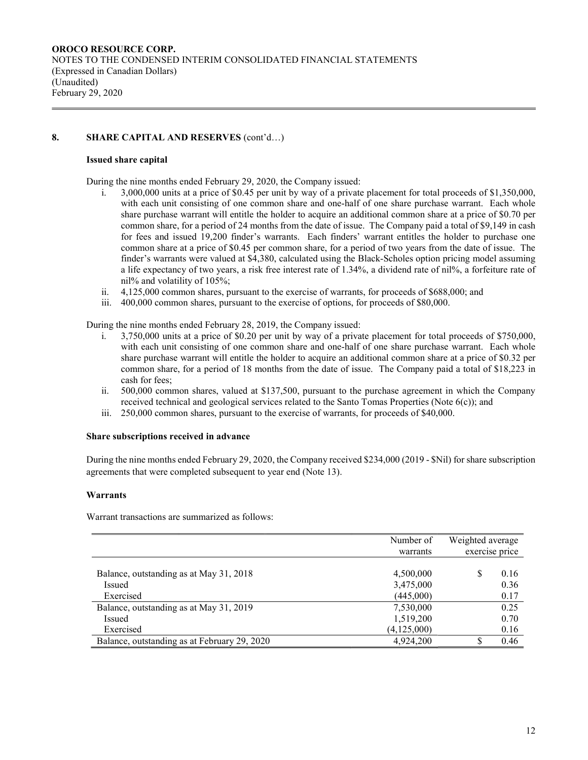## 8. SHARE CAPITAL AND RESERVES (cont'd…)

### Issued share capital

During the nine months ended February 29, 2020, the Company issued:

i. 3,000,000 units at a price of $0.45 per unit by way of a private placement for total proceeds of $1,350,000, with each unit consisting of one common share and one-half of one share purchase warrant. Each whole share purchase warrant will entitle the holder to acquire an additional common share at a price of $0.70 per common share, for a period of 24 months from the date of issue. The Company paid a total of $9,149 in cash for fees and issued 19,200 finder's warrants. Each finders' warrant entitles the holder to purchase one common share at a price of $0.45 per common share, for a period of two years from the date of issue. The finder's warrants were valued at $4,380, calculated using the Black-Scholes option pricing model assuming a life expectancy of two years, a risk free interest rate of 1.34%, a dividend rate of nil%, a forfeiture rate of nil% and volatility of 105%;
ii. 4,125,000 common shares, pursuant to the exercise of warrants, for proceeds of $688,000; and
iii. 400,000 common shares, pursuant to the exercise of options, for proceeds of $80,000.

During the nine months ended February 28, 2019, the Company issued:

i. 3,750,000 units at a price of $0.20 per unit by way of a private placement for total proceeds of $750,000, with each unit consisting of one common share and one-half of one share purchase warrant. Each whole share purchase warrant will entitle the holder to acquire an additional common share at a price of $0.32 per common share, for a period of 18 months from the date of issue. The Company paid a total of $18,223 in cash for fees;
ii. 500,000 common shares, valued at $137,500, pursuant to the purchase agreement in which the Company received technical and geological services related to the Santo Tomas Properties (Note 6(c)); and
iii. 250,000 common shares, pursuant to the exercise of warrants, for proceeds of $40,000.

### Share subscriptions received in advance

During the nine months ended February 29, 2020, the Company received $234,000 (2019 - $Nil) for share subscription agreements that were completed subsequent to year end (Note 13).

### Warrants

Warrant transactions are summarized as follows:

| | Number of warrants | Weighted average exercise price |
|---|---|---|
| Balance, outstanding as at May 31, 2018 | 4,500,000 | $ 0.16 |
| Issued | 3,475,000 | 0.36 |
| Exercised | (445,000) | 0.17 |
| Balance, outstanding as at May 31, 2019 | 7,530,000 | 0.25 |
| Issued | 1,519,200 | 0.70 |
| Exercised | (4,125,000) | 0.16 |
| Balance, outstanding as at February 29, 2020 | 4,924,200 | $ 0.46 |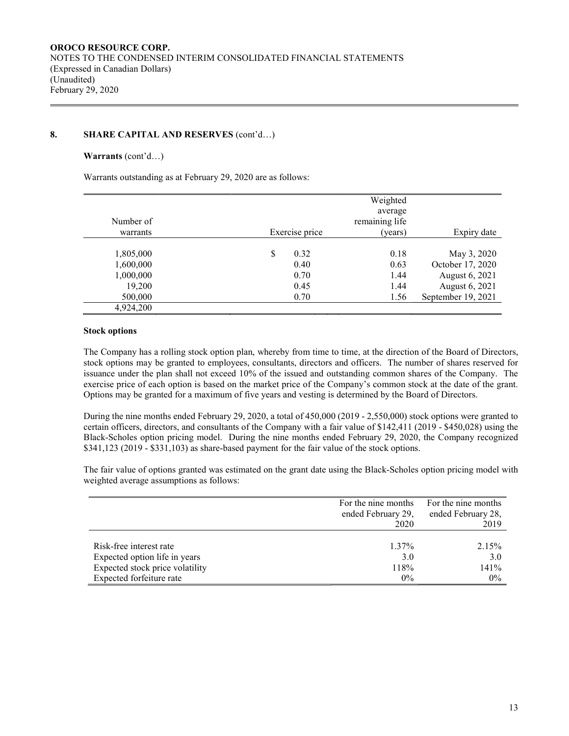## 8. SHARE CAPITAL AND RESERVES (cont'd…)

**Warrants** (cont'd…)

Warrants outstanding as at February 29, 2020 are as follows:

| Number of warrants | Exercise price | Weighted average remaining life (years) | Expiry date |
|---|---|---|---|
| 1,805,000 | $ 0.32 | 0.18 | May 3, 2020 |
| 1,600,000 | 0.40 | 0.63 | October 17, 2020 |
| 1,000,000 | 0.70 | 1.44 | August 6, 2021 |
| 19,200 | 0.45 | 1.44 | August 6, 2021 |
| 500,000 | 0.70 | 1.56 | September 19, 2021 |
| 4,924,200 | | | |

**Stock options**

The Company has a rolling stock option plan, whereby from time to time, at the direction of the Board of Directors, stock options may be granted to employees, consultants, directors and officers. The number of shares reserved for issuance under the plan shall not exceed 10% of the issued and outstanding common shares of the Company. The exercise price of each option is based on the market price of the Company's common stock at the date of the grant. Options may be granted for a maximum of five years and vesting is determined by the Board of Directors.

During the nine months ended February 29, 2020, a total of 450,000 (2019 - 2,550,000) stock options were granted to certain officers, directors, and consultants of the Company with a fair value of $142,411 (2019 - $450,028) using the Black-Scholes option pricing model. During the nine months ended February 29, 2020, the Company recognized $341,123 (2019 - $331,103) as share-based payment for the fair value of the stock options.

The fair value of options granted was estimated on the grant date using the Black-Scholes option pricing model with weighted average assumptions as follows:

| | For the nine months ended February 29, 2020 | For the nine months ended February 28, 2019 |
|---|---|---|
| Risk-free interest rate | 1.37% | 2.15% |
| Expected option life in years | 3.0 | 3.0 |
| Expected stock price volatility | 118% | 141% |
| Expected forfeiture rate | 0% | 0% |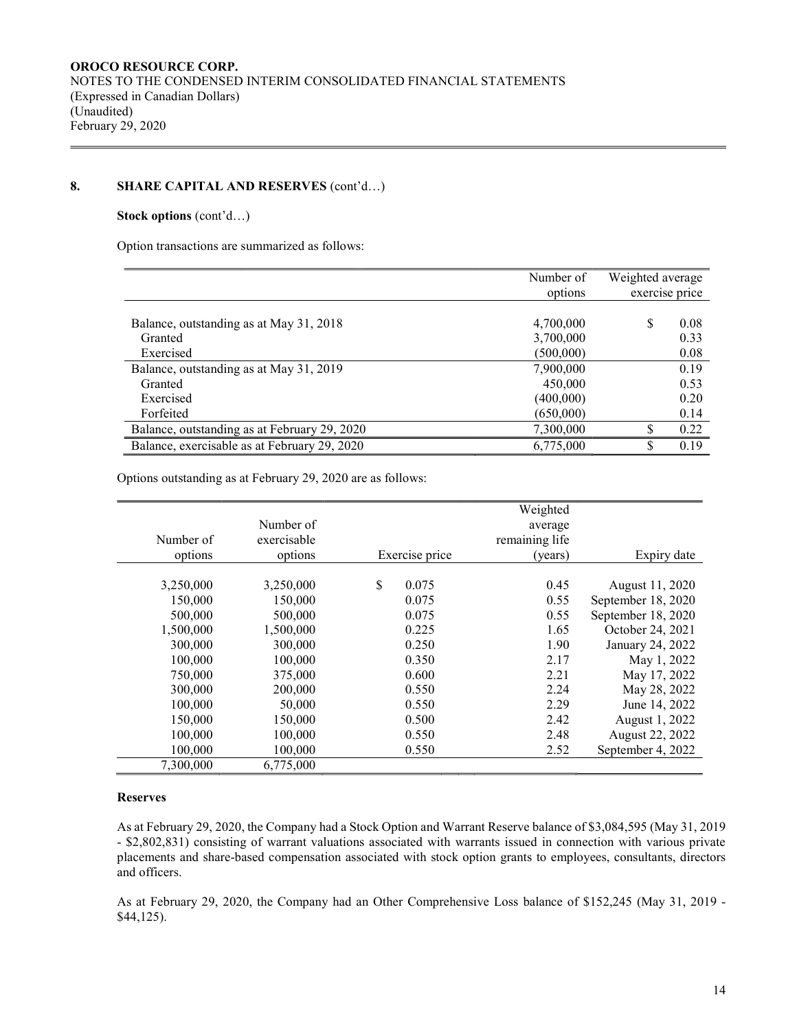**OROCO RESOURCE CORP.**
NOTES TO THE CONDENSED INTERIM CONSOLIDATED FINANCIAL STATEMENTS
(Expressed in Canadian Dollars)
(Unaudited)
February 29, 2020

## 8. SHARE CAPITAL AND RESERVES (cont'd…)

**Stock options** (cont'd…)

Option transactions are summarized as follows:

| | Number of options | Weighted average exercise price |
|---|---|---|
| Balance, outstanding as at May 31, 2018 | 4,700,000 | $ 0.08 |
| Granted | 3,700,000 | 0.33 |
| Exercised | (500,000) | 0.08 |
| Balance, outstanding as at May 31, 2019 | 7,900,000 | 0.19 |
| Granted | 450,000 | 0.53 |
| Exercised | (400,000) | 0.20 |
| Forfeited | (650,000) | 0.14 |
| Balance, outstanding as at February 29, 2020 | 7,300,000 | $ 0.22 |
| Balance, exercisable as at February 29, 2020 | 6,775,000 | $ 0.19 |

Options outstanding as at February 29, 2020 are as follows:

| Number of options | Number of exercisable options | Exercise price | Weighted average remaining life (years) | Expiry date |
|---|---|---|---|---|
| 3,250,000 | 3,250,000 | $ 0.075 | 0.45 | August 11, 2020 |
| 150,000 | 150,000 | 0.075 | 0.55 | September 18, 2020 |
| 500,000 | 500,000 | 0.075 | 0.55 | September 18, 2020 |
| 1,500,000 | 1,500,000 | 0.225 | 1.65 | October 24, 2021 |
| 300,000 | 300,000 | 0.250 | 1.90 | January 24, 2022 |
| 100,000 | 100,000 | 0.350 | 2.17 | May 1, 2022 |
| 750,000 | 375,000 | 0.600 | 2.21 | May 17, 2022 |
| 300,000 | 200,000 | 0.550 | 2.24 | May 28, 2022 |
| 100,000 | 50,000 | 0.550 | 2.29 | June 14, 2022 |
| 150,000 | 150,000 | 0.500 | 2.42 | August 1, 2022 |
| 100,000 | 100,000 | 0.550 | 2.48 | August 22, 2022 |
| 100,000 | 100,000 | 0.550 | 2.52 | September 4, 2022 |
| 7,300,000 | 6,775,000 | | | |

**Reserves**

As at February 29, 2020, the Company had a Stock Option and Warrant Reserve balance of $3,084,595 (May 31, 2019 - $2,802,831) consisting of warrant valuations associated with warrants issued in connection with various private placements and share-based compensation associated with stock option grants to employees, consultants, directors and officers.

As at February 29, 2020, the Company had an Other Comprehensive Loss balance of $152,245 (May 31, 2019 - $44,125).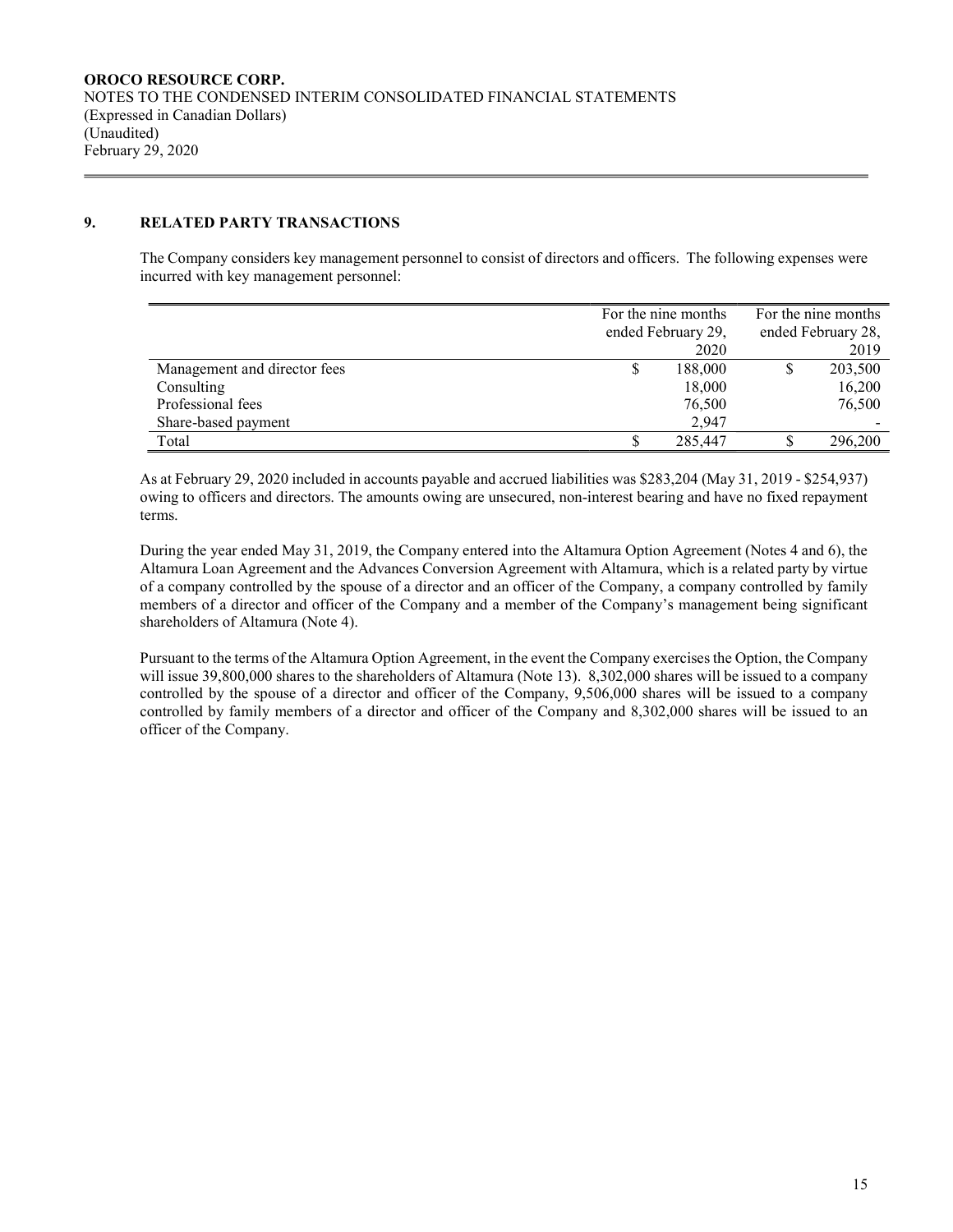**OROCO RESOURCE CORP.**
NOTES TO THE CONDENSED INTERIM CONSOLIDATED FINANCIAL STATEMENTS
(Expressed in Canadian Dollars)
(Unaudited)
February 29, 2020

## 9. RELATED PARTY TRANSACTIONS

The Company considers key management personnel to consist of directors and officers. The following expenses were incurred with key management personnel:

| | For the nine months ended February 29, 2020 | For the nine months ended February 28, 2019 |
|---|---|---|
| Management and director fees | $ 188,000 | $ 203,500 |
| Consulting | 18,000 | 16,200 |
| Professional fees | 76,500 | 76,500 |
| Share-based payment | 2,947 | - |
| Total | $ 285,447 | $ 296,200 |

As at February 29, 2020 included in accounts payable and accrued liabilities was $283,204 (May 31, 2019 - $254,937) owing to officers and directors. The amounts owing are unsecured, non-interest bearing and have no fixed repayment terms.

During the year ended May 31, 2019, the Company entered into the Altamura Option Agreement (Notes 4 and 6), the Altamura Loan Agreement and the Advances Conversion Agreement with Altamura, which is a related party by virtue of a company controlled by the spouse of a director and an officer of the Company, a company controlled by family members of a director and officer of the Company and a member of the Company's management being significant shareholders of Altamura (Note 4).

Pursuant to the terms of the Altamura Option Agreement, in the event the Company exercises the Option, the Company will issue 39,800,000 shares to the shareholders of Altamura (Note 13). 8,302,000 shares will be issued to a company controlled by the spouse of a director and officer of the Company, 9,506,000 shares will be issued to a company controlled by family members of a director and officer of the Company and 8,302,000 shares will be issued to an officer of the Company.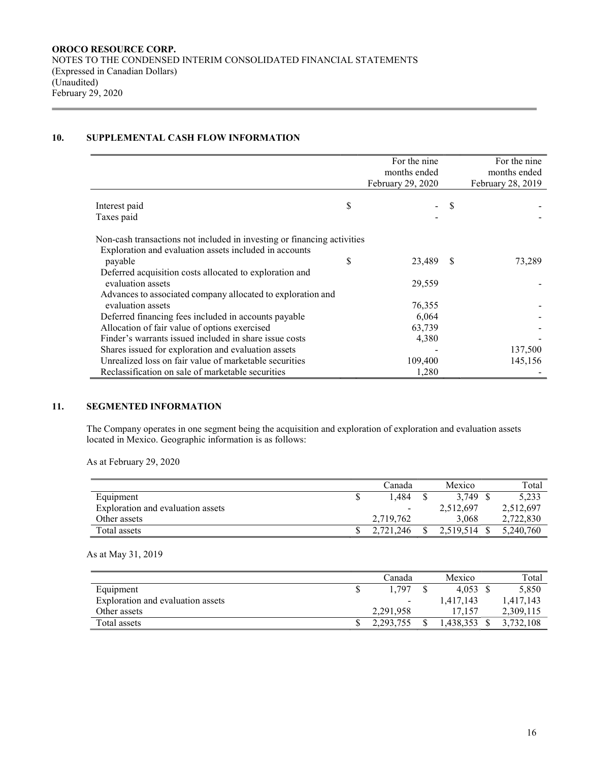**OROCO RESOURCE CORP.**
NOTES TO THE CONDENSED INTERIM CONSOLIDATED FINANCIAL STATEMENTS
(Expressed in Canadian Dollars)
(Unaudited)
February 29, 2020

## 10. SUPPLEMENTAL CASH FLOW INFORMATION

| | For the nine months ended February 29, 2020 | For the nine months ended February 28, 2019 |
|---|---|---|
| Interest paid | $ - | $ - |
| Taxes paid | - | - |
| Non-cash transactions not included in investing or financing activities | | |
| Exploration and evaluation assets included in accounts payable | $ 23,489 | $ 73,289 |
| Deferred acquisition costs allocated to exploration and evaluation assets | 29,559 | - |
| Advances to associated company allocated to exploration and evaluation assets | 76,355 | - |
| Deferred financing fees included in accounts payable | 6,064 | - |
| Allocation of fair value of options exercised | 63,739 | - |
| Finder's warrants issued included in share issue costs | 4,380 | - |
| Shares issued for exploration and evaluation assets | - | 137,500 |
| Unrealized loss on fair value of marketable securities | 109,400 | 145,156 |
| Reclassification on sale of marketable securities | 1,280 | - |

## 11. SEGMENTED INFORMATION

The Company operates in one segment being the acquisition and exploration of exploration and evaluation assets located in Mexico. Geographic information is as follows:

As at February 29, 2020

| | Canada | Mexico | Total |
|---|---|---|---|
| Equipment | $ 1,484 | $ 3,749 | $ 5,233 |
| Exploration and evaluation assets | - | 2,512,697 | 2,512,697 |
| Other assets | 2,719,762 | 3,068 | 2,722,830 |
| Total assets | $ 2,721,246 | $ 2,519,514 | $ 5,240,760 |

As at May 31, 2019

| | Canada | Mexico | Total |
|---|---|---|---|
| Equipment | $ 1,797 | $ 4,053 | $ 5,850 |
| Exploration and evaluation assets | - | 1,417,143 | 1,417,143 |
| Other assets | 2,291,958 | 17,157 | 2,309,115 |
| Total assets | $ 2,293,755 | $ 1,438,353 | $ 3,732,108 |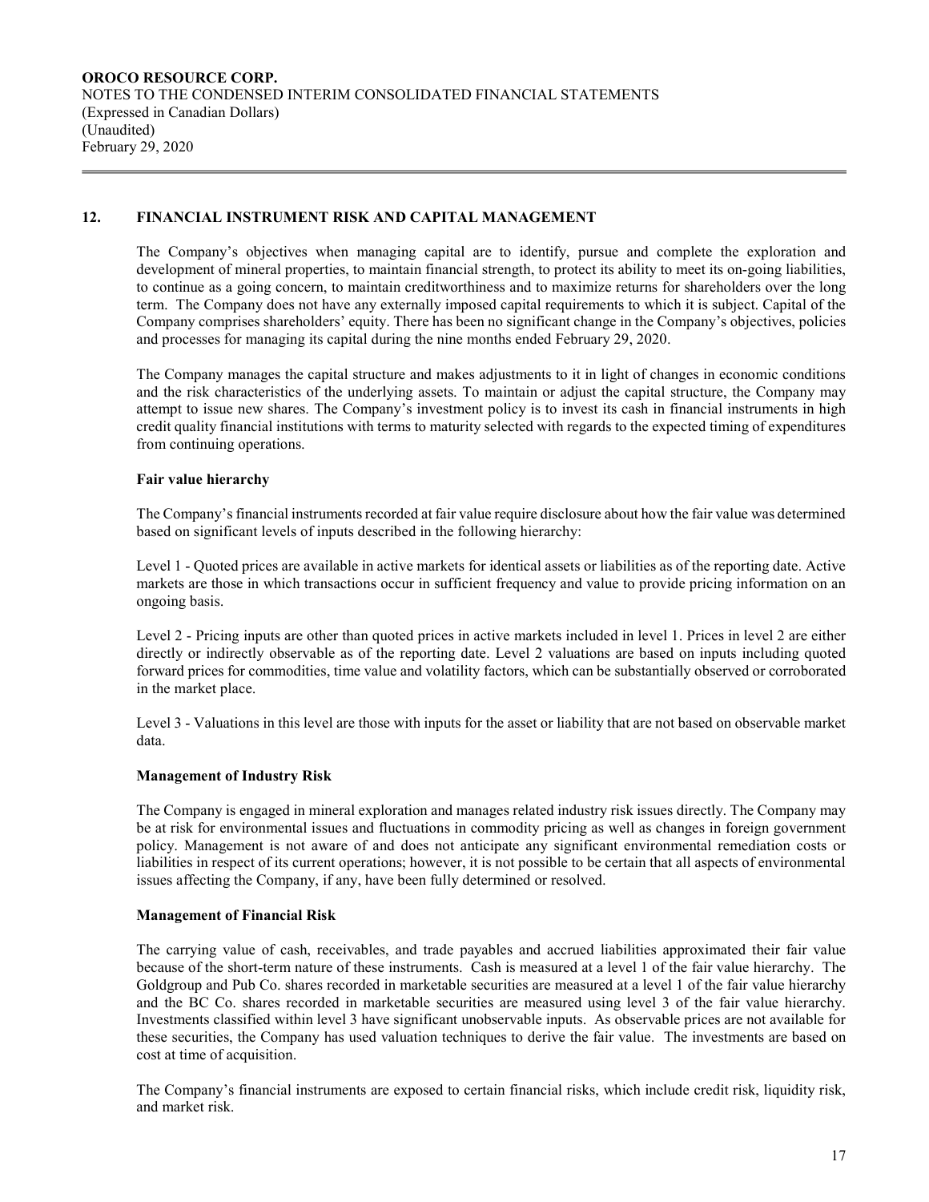## 12. FINANCIAL INSTRUMENT RISK AND CAPITAL MANAGEMENT

The Company's objectives when managing capital are to identify, pursue and complete the exploration and development of mineral properties, to maintain financial strength, to protect its ability to meet its on-going liabilities, to continue as a going concern, to maintain creditworthiness and to maximize returns for shareholders over the long term. The Company does not have any externally imposed capital requirements to which it is subject. Capital of the Company comprises shareholders' equity. There has been no significant change in the Company's objectives, policies and processes for managing its capital during the nine months ended February 29, 2020.

The Company manages the capital structure and makes adjustments to it in light of changes in economic conditions and the risk characteristics of the underlying assets. To maintain or adjust the capital structure, the Company may attempt to issue new shares. The Company's investment policy is to invest its cash in financial instruments in high credit quality financial institutions with terms to maturity selected with regards to the expected timing of expenditures from continuing operations.

**Fair value hierarchy**

The Company's financial instruments recorded at fair value require disclosure about how the fair value was determined based on significant levels of inputs described in the following hierarchy:

Level 1 - Quoted prices are available in active markets for identical assets or liabilities as of the reporting date. Active markets are those in which transactions occur in sufficient frequency and value to provide pricing information on an ongoing basis.

Level 2 - Pricing inputs are other than quoted prices in active markets included in level 1. Prices in level 2 are either directly or indirectly observable as of the reporting date. Level 2 valuations are based on inputs including quoted forward prices for commodities, time value and volatility factors, which can be substantially observed or corroborated in the market place.

Level 3 - Valuations in this level are those with inputs for the asset or liability that are not based on observable market data.

**Management of Industry Risk**

The Company is engaged in mineral exploration and manages related industry risk issues directly. The Company may be at risk for environmental issues and fluctuations in commodity pricing as well as changes in foreign government policy. Management is not aware of and does not anticipate any significant environmental remediation costs or liabilities in respect of its current operations; however, it is not possible to be certain that all aspects of environmental issues affecting the Company, if any, have been fully determined or resolved.

**Management of Financial Risk**

The carrying value of cash, receivables, and trade payables and accrued liabilities approximated their fair value because of the short-term nature of these instruments. Cash is measured at a level 1 of the fair value hierarchy. The Goldgroup and Pub Co. shares recorded in marketable securities are measured at a level 1 of the fair value hierarchy and the BC Co. shares recorded in marketable securities are measured using level 3 of the fair value hierarchy. Investments classified within level 3 have significant unobservable inputs. As observable prices are not available for these securities, the Company has used valuation techniques to derive the fair value. The investments are based on cost at time of acquisition.

The Company's financial instruments are exposed to certain financial risks, which include credit risk, liquidity risk, and market risk.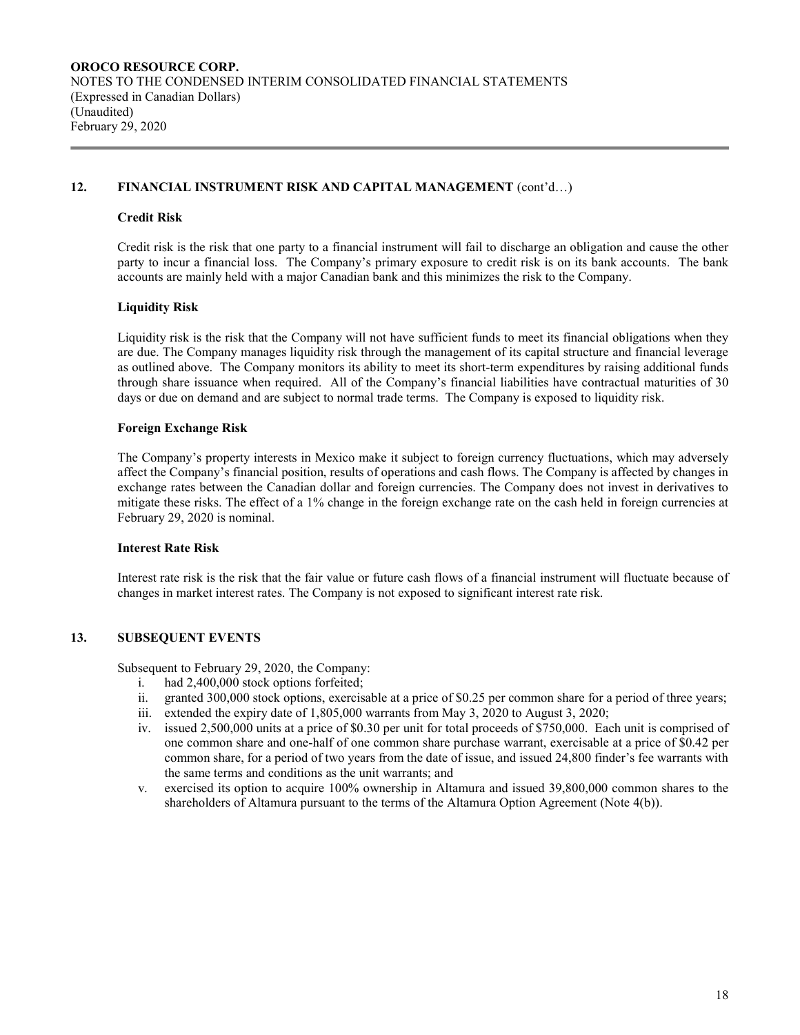## 12. FINANCIAL INSTRUMENT RISK AND CAPITAL MANAGEMENT (cont'd…)

### Credit Risk

Credit risk is the risk that one party to a financial instrument will fail to discharge an obligation and cause the other party to incur a financial loss. The Company's primary exposure to credit risk is on its bank accounts. The bank accounts are mainly held with a major Canadian bank and this minimizes the risk to the Company.

### Liquidity Risk

Liquidity risk is the risk that the Company will not have sufficient funds to meet its financial obligations when they are due. The Company manages liquidity risk through the management of its capital structure and financial leverage as outlined above. The Company monitors its ability to meet its short-term expenditures by raising additional funds through share issuance when required. All of the Company's financial liabilities have contractual maturities of 30 days or due on demand and are subject to normal trade terms. The Company is exposed to liquidity risk.

### Foreign Exchange Risk

The Company's property interests in Mexico make it subject to foreign currency fluctuations, which may adversely affect the Company's financial position, results of operations and cash flows. The Company is affected by changes in exchange rates between the Canadian dollar and foreign currencies. The Company does not invest in derivatives to mitigate these risks. The effect of a 1% change in the foreign exchange rate on the cash held in foreign currencies at February 29, 2020 is nominal.

### Interest Rate Risk

Interest rate risk is the risk that the fair value or future cash flows of a financial instrument will fluctuate because of changes in market interest rates. The Company is not exposed to significant interest rate risk.

## 13. SUBSEQUENT EVENTS

Subsequent to February 29, 2020, the Company:

i. had 2,400,000 stock options forfeited;
ii. granted 300,000 stock options, exercisable at a price of $0.25 per common share for a period of three years;
iii. extended the expiry date of 1,805,000 warrants from May 3, 2020 to August 3, 2020;
iv. issued 2,500,000 units at a price of $0.30 per unit for total proceeds of $750,000. Each unit is comprised of one common share and one-half of one common share purchase warrant, exercisable at a price of $0.42 per common share, for a period of two years from the date of issue, and issued 24,800 finder's fee warrants with the same terms and conditions as the unit warrants; and
v. exercised its option to acquire 100% ownership in Altamura and issued 39,800,000 common shares to the shareholders of Altamura pursuant to the terms of the Altamura Option Agreement (Note 4(b)).